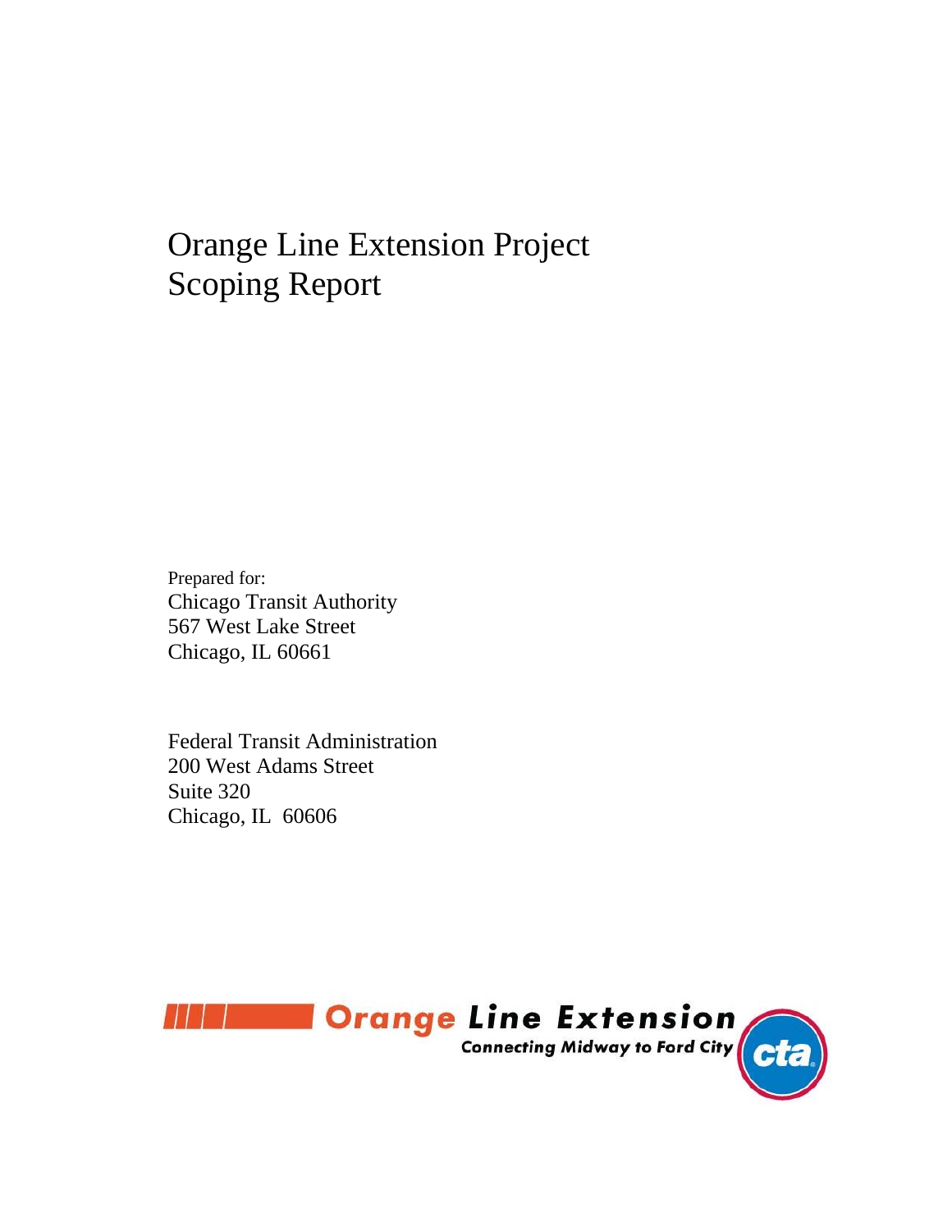# Orange Line Extension Project Scoping Report

Prepared for:
Chicago Transit Authority
567 West Lake Street
Chicago, IL 60661

Federal Transit Administration
200 West Adams Street
Suite 320
Chicago, IL 60606

Orange Line Extension
Connecting Midway to Ford City
cta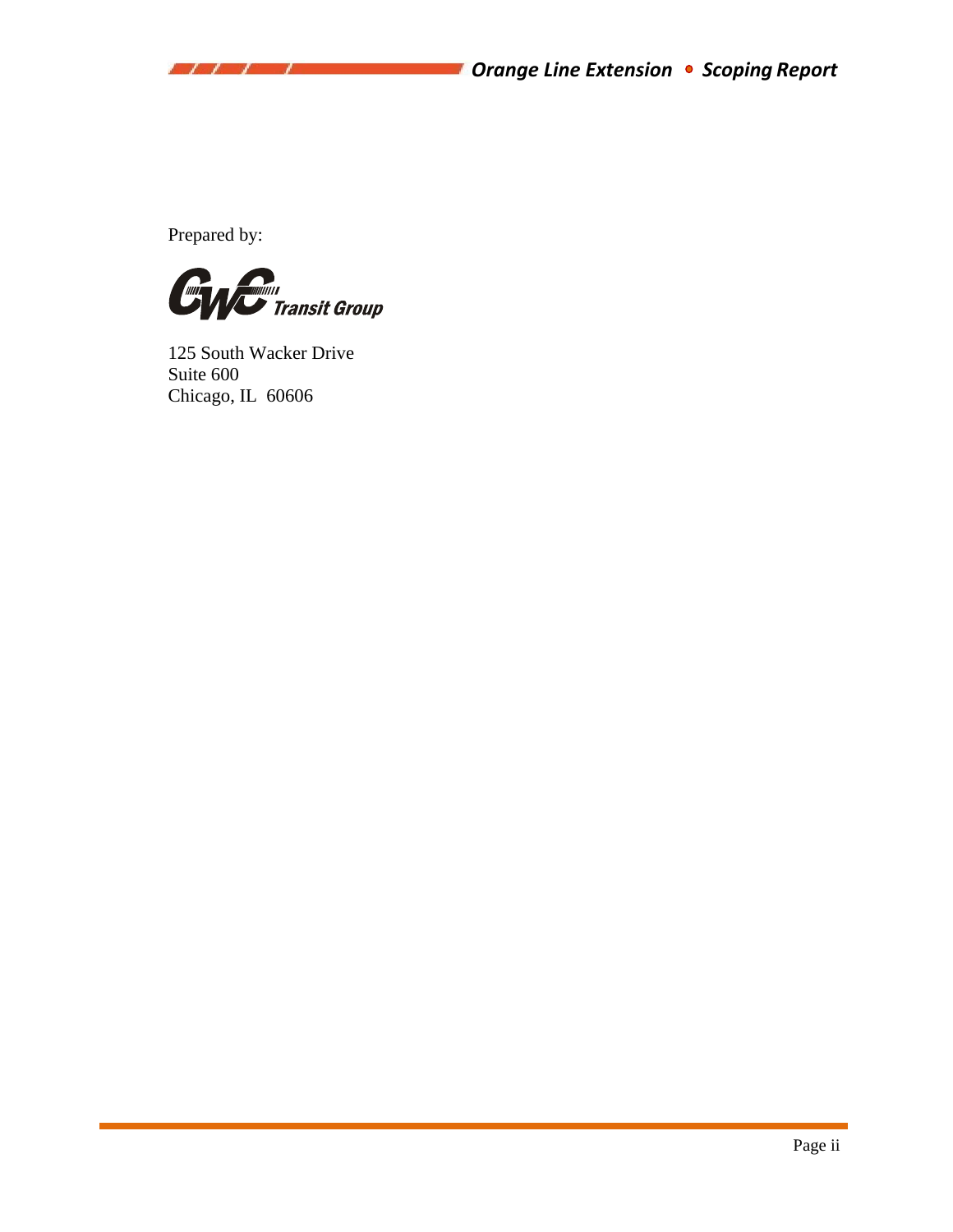Prepared by:

CWC Transit Group

125 South Wacker Drive
Suite 600
Chicago, IL 60606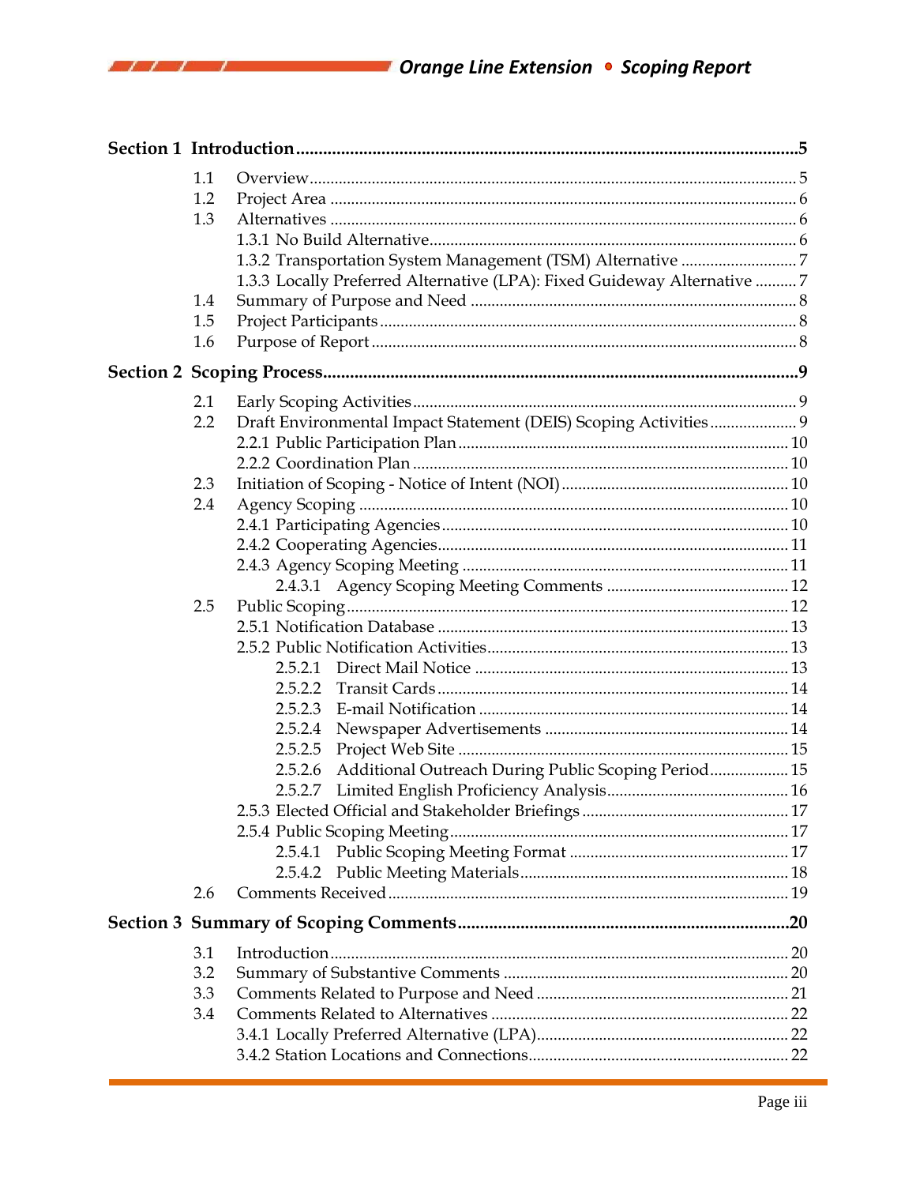**Section 1 Introduction** .......... 5

- 1.1 Overview .......... 5
- 1.2 Project Area .......... 6
- 1.3 Alternatives .......... 6
  - 1.3.1 No Build Alternative .......... 6
  - 1.3.2 Transportation System Management (TSM) Alternative .......... 7
  - 1.3.3 Locally Preferred Alternative (LPA): Fixed Guideway Alternative .......... 7
- 1.4 Summary of Purpose and Need .......... 8
- 1.5 Project Participants .......... 8
- 1.6 Purpose of Report .......... 8

**Section 2 Scoping Process** .......... 9

- 2.1 Early Scoping Activities .......... 9
- 2.2 Draft Environmental Impact Statement (DEIS) Scoping Activities .......... 9
  - 2.2.1 Public Participation Plan .......... 10
  - 2.2.2 Coordination Plan .......... 10
- 2.3 Initiation of Scoping - Notice of Intent (NOI) .......... 10
- 2.4 Agency Scoping .......... 10
  - 2.4.1 Participating Agencies .......... 10
  - 2.4.2 Cooperating Agencies .......... 11
  - 2.4.3 Agency Scoping Meeting .......... 11
    - 2.4.3.1 Agency Scoping Meeting Comments .......... 12
- 2.5 Public Scoping .......... 12
  - 2.5.1 Notification Database .......... 13
  - 2.5.2 Public Notification Activities .......... 13
    - 2.5.2.1 Direct Mail Notice .......... 13
    - 2.5.2.2 Transit Cards .......... 14
    - 2.5.2.3 E-mail Notification .......... 14
    - 2.5.2.4 Newspaper Advertisements .......... 14
    - 2.5.2.5 Project Web Site .......... 15
    - 2.5.2.6 Additional Outreach During Public Scoping Period .......... 15
    - 2.5.2.7 Limited English Proficiency Analysis .......... 16
  - 2.5.3 Elected Official and Stakeholder Briefings .......... 17
  - 2.5.4 Public Scoping Meeting .......... 17
    - 2.5.4.1 Public Scoping Meeting Format .......... 17
    - 2.5.4.2 Public Meeting Materials .......... 18
- 2.6 Comments Received .......... 19

**Section 3 Summary of Scoping Comments** .......... 20

- 3.1 Introduction .......... 20
- 3.2 Summary of Substantive Comments .......... 20
- 3.3 Comments Related to Purpose and Need .......... 21
- 3.4 Comments Related to Alternatives .......... 22
  - 3.4.1 Locally Preferred Alternative (LPA) .......... 22
  - 3.4.2 Station Locations and Connections .......... 22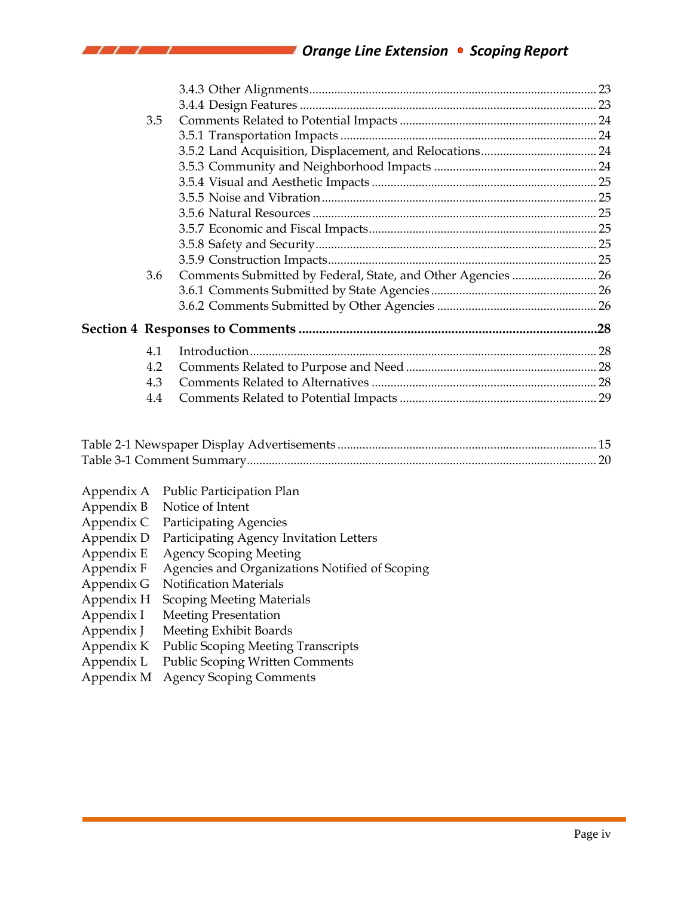3.4.3 Other Alignments ... 23
3.4.4 Design Features ... 23

3.5 Comments Related to Potential Impacts ... 24
- 3.5.1 Transportation Impacts ... 24
- 3.5.2 Land Acquisition, Displacement, and Relocations ... 24
- 3.5.3 Community and Neighborhood Impacts ... 24
- 3.5.4 Visual and Aesthetic Impacts ... 25
- 3.5.5 Noise and Vibration ... 25
- 3.5.6 Natural Resources ... 25
- 3.5.7 Economic and Fiscal Impacts ... 25
- 3.5.8 Safety and Security ... 25
- 3.5.9 Construction Impacts ... 25

3.6 Comments Submitted by Federal, State, and Other Agencies ... 26
- 3.6.1 Comments Submitted by State Agencies ... 26
- 3.6.2 Comments Submitted by Other Agencies ... 26

**Section 4 Responses to Comments ... 28**

- 4.1 Introduction ... 28
- 4.2 Comments Related to Purpose and Need ... 28
- 4.3 Comments Related to Alternatives ... 28
- 4.4 Comments Related to Potential Impacts ... 29

Table 2-1 Newspaper Display Advertisements ... 15
Table 3-1 Comment Summary ... 20

- Appendix A Public Participation Plan
- Appendix B Notice of Intent
- Appendix C Participating Agencies
- Appendix D Participating Agency Invitation Letters
- Appendix E Agency Scoping Meeting
- Appendix F Agencies and Organizations Notified of Scoping
- Appendix G Notification Materials
- Appendix H Scoping Meeting Materials
- Appendix I Meeting Presentation
- Appendix J Meeting Exhibit Boards
- Appendix K Public Scoping Meeting Transcripts
- Appendix L Public Scoping Written Comments
- Appendix M Agency Scoping Comments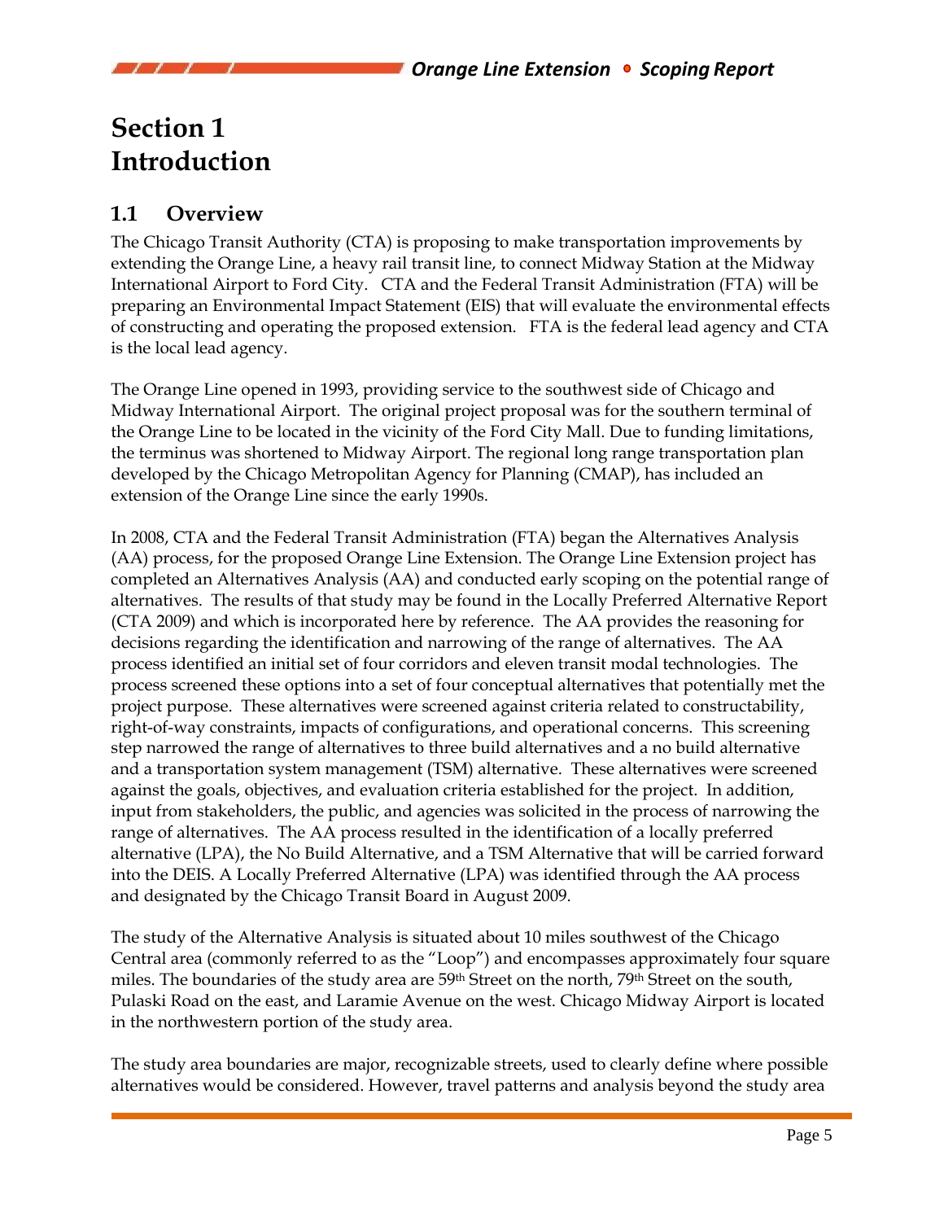# Section 1 Introduction

## 1.1 Overview

The Chicago Transit Authority (CTA) is proposing to make transportation improvements by extending the Orange Line, a heavy rail transit line, to connect Midway Station at the Midway International Airport to Ford City. CTA and the Federal Transit Administration (FTA) will be preparing an Environmental Impact Statement (EIS) that will evaluate the environmental effects of constructing and operating the proposed extension. FTA is the federal lead agency and CTA is the local lead agency.

The Orange Line opened in 1993, providing service to the southwest side of Chicago and Midway International Airport. The original project proposal was for the southern terminal of the Orange Line to be located in the vicinity of the Ford City Mall. Due to funding limitations, the terminus was shortened to Midway Airport. The regional long range transportation plan developed by the Chicago Metropolitan Agency for Planning (CMAP), has included an extension of the Orange Line since the early 1990s.

In 2008, CTA and the Federal Transit Administration (FTA) began the Alternatives Analysis (AA) process, for the proposed Orange Line Extension. The Orange Line Extension project has completed an Alternatives Analysis (AA) and conducted early scoping on the potential range of alternatives. The results of that study may be found in the Locally Preferred Alternative Report (CTA 2009) and which is incorporated here by reference. The AA provides the reasoning for decisions regarding the identification and narrowing of the range of alternatives. The AA process identified an initial set of four corridors and eleven transit modal technologies. The process screened these options into a set of four conceptual alternatives that potentially met the project purpose. These alternatives were screened against criteria related to constructability, right-of-way constraints, impacts of configurations, and operational concerns. This screening step narrowed the range of alternatives to three build alternatives and a no build alternative and a transportation system management (TSM) alternative. These alternatives were screened against the goals, objectives, and evaluation criteria established for the project. In addition, input from stakeholders, the public, and agencies was solicited in the process of narrowing the range of alternatives. The AA process resulted in the identification of a locally preferred alternative (LPA), the No Build Alternative, and a TSM Alternative that will be carried forward into the DEIS. A Locally Preferred Alternative (LPA) was identified through the AA process and designated by the Chicago Transit Board in August 2009.

The study of the Alternative Analysis is situated about 10 miles southwest of the Chicago Central area (commonly referred to as the "Loop") and encompasses approximately four square miles. The boundaries of the study area are 59th Street on the north, 79th Street on the south, Pulaski Road on the east, and Laramie Avenue on the west. Chicago Midway Airport is located in the northwestern portion of the study area.

The study area boundaries are major, recognizable streets, used to clearly define where possible alternatives would be considered. However, travel patterns and analysis beyond the study area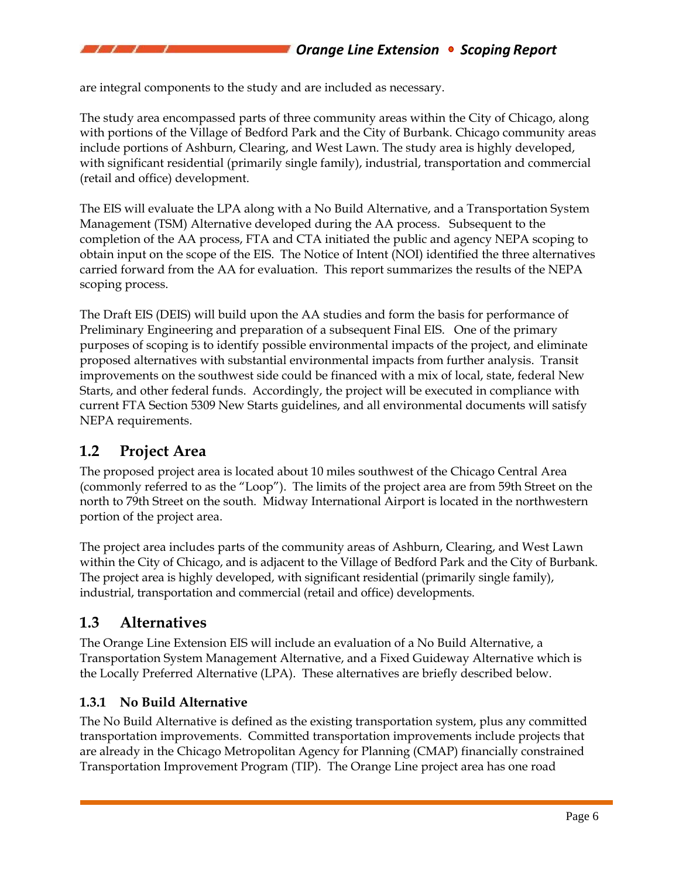are integral components to the study and are included as necessary.

The study area encompassed parts of three community areas within the City of Chicago, along with portions of the Village of Bedford Park and the City of Burbank. Chicago community areas include portions of Ashburn, Clearing, and West Lawn. The study area is highly developed, with significant residential (primarily single family), industrial, transportation and commercial (retail and office) development.

The EIS will evaluate the LPA along with a No Build Alternative, and a Transportation System Management (TSM) Alternative developed during the AA process. Subsequent to the completion of the AA process, FTA and CTA initiated the public and agency NEPA scoping to obtain input on the scope of the EIS. The Notice of Intent (NOI) identified the three alternatives carried forward from the AA for evaluation. This report summarizes the results of the NEPA scoping process.

The Draft EIS (DEIS) will build upon the AA studies and form the basis for performance of Preliminary Engineering and preparation of a subsequent Final EIS. One of the primary purposes of scoping is to identify possible environmental impacts of the project, and eliminate proposed alternatives with substantial environmental impacts from further analysis. Transit improvements on the southwest side could be financed with a mix of local, state, federal New Starts, and other federal funds. Accordingly, the project will be executed in compliance with current FTA Section 5309 New Starts guidelines, and all environmental documents will satisfy NEPA requirements.

## 1.2 Project Area

The proposed project area is located about 10 miles southwest of the Chicago Central Area (commonly referred to as the "Loop"). The limits of the project area are from 59th Street on the north to 79th Street on the south. Midway International Airport is located in the northwestern portion of the project area.

The project area includes parts of the community areas of Ashburn, Clearing, and West Lawn within the City of Chicago, and is adjacent to the Village of Bedford Park and the City of Burbank. The project area is highly developed, with significant residential (primarily single family), industrial, transportation and commercial (retail and office) developments.

## 1.3 Alternatives

The Orange Line Extension EIS will include an evaluation of a No Build Alternative, a Transportation System Management Alternative, and a Fixed Guideway Alternative which is the Locally Preferred Alternative (LPA). These alternatives are briefly described below.

### 1.3.1 No Build Alternative

The No Build Alternative is defined as the existing transportation system, plus any committed transportation improvements. Committed transportation improvements include projects that are already in the Chicago Metropolitan Agency for Planning (CMAP) financially constrained Transportation Improvement Program (TIP). The Orange Line project area has one road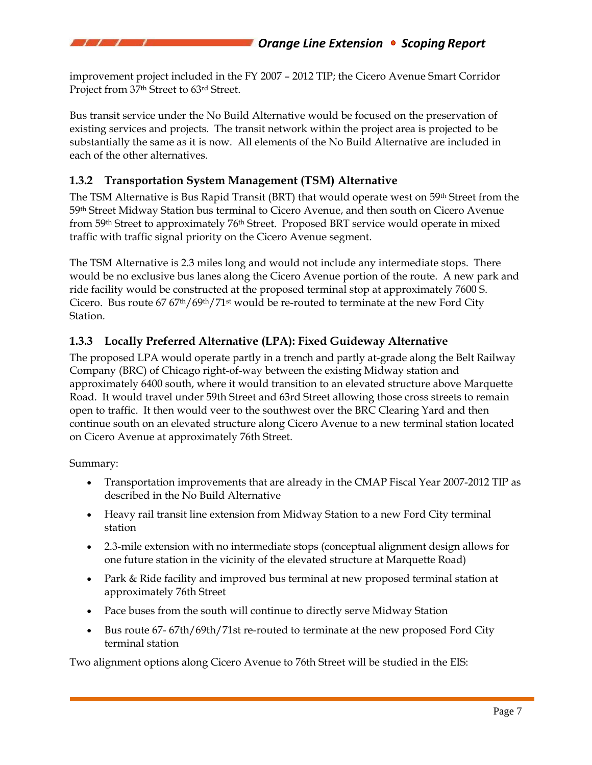improvement project included in the FY 2007 – 2012 TIP; the Cicero Avenue Smart Corridor Project from 37th Street to 63rd Street.

Bus transit service under the No Build Alternative would be focused on the preservation of existing services and projects. The transit network within the project area is projected to be substantially the same as it is now. All elements of the No Build Alternative are included in each of the other alternatives.

### 1.3.2 Transportation System Management (TSM) Alternative

The TSM Alternative is Bus Rapid Transit (BRT) that would operate west on 59th Street from the 59th Street Midway Station bus terminal to Cicero Avenue, and then south on Cicero Avenue from 59th Street to approximately 76th Street. Proposed BRT service would operate in mixed traffic with traffic signal priority on the Cicero Avenue segment.

The TSM Alternative is 2.3 miles long and would not include any intermediate stops. There would be no exclusive bus lanes along the Cicero Avenue portion of the route. A new park and ride facility would be constructed at the proposed terminal stop at approximately 7600 S. Cicero. Bus route 67 67th/69th/71st would be re-routed to terminate at the new Ford City Station.

### 1.3.3 Locally Preferred Alternative (LPA): Fixed Guideway Alternative

The proposed LPA would operate partly in a trench and partly at-grade along the Belt Railway Company (BRC) of Chicago right-of-way between the existing Midway station and approximately 6400 south, where it would transition to an elevated structure above Marquette Road. It would travel under 59th Street and 63rd Street allowing those cross streets to remain open to traffic. It then would veer to the southwest over the BRC Clearing Yard and then continue south on an elevated structure along Cicero Avenue to a new terminal station located on Cicero Avenue at approximately 76th Street.

Summary:

- Transportation improvements that are already in the CMAP Fiscal Year 2007-2012 TIP as described in the No Build Alternative
- Heavy rail transit line extension from Midway Station to a new Ford City terminal station
- 2.3-mile extension with no intermediate stops (conceptual alignment design allows for one future station in the vicinity of the elevated structure at Marquette Road)
- Park & Ride facility and improved bus terminal at new proposed terminal station at approximately 76th Street
- Pace buses from the south will continue to directly serve Midway Station
- Bus route 67- 67th/69th/71st re-routed to terminate at the new proposed Ford City terminal station

Two alignment options along Cicero Avenue to 76th Street will be studied in the EIS: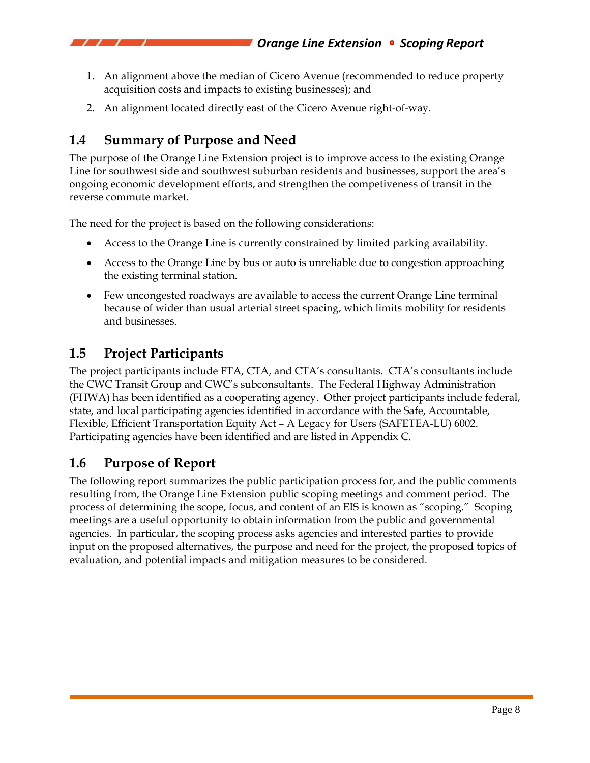1. An alignment above the median of Cicero Avenue (recommended to reduce property acquisition costs and impacts to existing businesses); and
2. An alignment located directly east of the Cicero Avenue right-of-way.

## 1.4 Summary of Purpose and Need

The purpose of the Orange Line Extension project is to improve access to the existing Orange Line for southwest side and southwest suburban residents and businesses, support the area's ongoing economic development efforts, and strengthen the competiveness of transit in the reverse commute market.

The need for the project is based on the following considerations:

- Access to the Orange Line is currently constrained by limited parking availability.
- Access to the Orange Line by bus or auto is unreliable due to congestion approaching the existing terminal station.
- Few uncongested roadways are available to access the current Orange Line terminal because of wider than usual arterial street spacing, which limits mobility for residents and businesses.

## 1.5 Project Participants

The project participants include FTA, CTA, and CTA's consultants. CTA's consultants include the CWC Transit Group and CWC's subconsultants. The Federal Highway Administration (FHWA) has been identified as a cooperating agency. Other project participants include federal, state, and local participating agencies identified in accordance with the Safe, Accountable, Flexible, Efficient Transportation Equity Act – A Legacy for Users (SAFETEA-LU) 6002. Participating agencies have been identified and are listed in Appendix C.

## 1.6 Purpose of Report

The following report summarizes the public participation process for, and the public comments resulting from, the Orange Line Extension public scoping meetings and comment period. The process of determining the scope, focus, and content of an EIS is known as "scoping." Scoping meetings are a useful opportunity to obtain information from the public and governmental agencies. In particular, the scoping process asks agencies and interested parties to provide input on the proposed alternatives, the purpose and need for the project, the proposed topics of evaluation, and potential impacts and mitigation measures to be considered.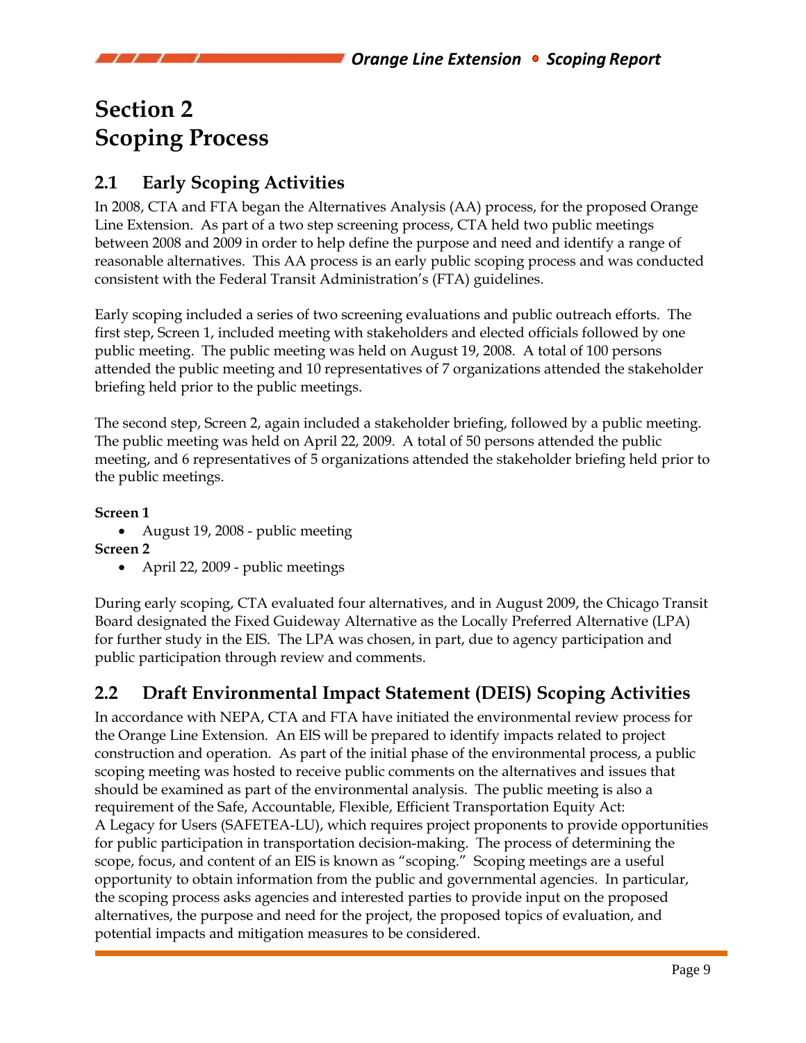# Section 2
# Scoping Process

## 2.1 Early Scoping Activities

In 2008, CTA and FTA began the Alternatives Analysis (AA) process, for the proposed Orange Line Extension. As part of a two step screening process, CTA held two public meetings between 2008 and 2009 in order to help define the purpose and need and identify a range of reasonable alternatives. This AA process is an early public scoping process and was conducted consistent with the Federal Transit Administration's (FTA) guidelines.

Early scoping included a series of two screening evaluations and public outreach efforts. The first step, Screen 1, included meeting with stakeholders and elected officials followed by one public meeting. The public meeting was held on August 19, 2008. A total of 100 persons attended the public meeting and 10 representatives of 7 organizations attended the stakeholder briefing held prior to the public meetings.

The second step, Screen 2, again included a stakeholder briefing, followed by a public meeting. The public meeting was held on April 22, 2009. A total of 50 persons attended the public meeting, and 6 representatives of 5 organizations attended the stakeholder briefing held prior to the public meetings.

**Screen 1**

- August 19, 2008 - public meeting

**Screen 2**

- April 22, 2009 - public meetings

During early scoping, CTA evaluated four alternatives, and in August 2009, the Chicago Transit Board designated the Fixed Guideway Alternative as the Locally Preferred Alternative (LPA) for further study in the EIS. The LPA was chosen, in part, due to agency participation and public participation through review and comments.

## 2.2 Draft Environmental Impact Statement (DEIS) Scoping Activities

In accordance with NEPA, CTA and FTA have initiated the environmental review process for the Orange Line Extension. An EIS will be prepared to identify impacts related to project construction and operation. As part of the initial phase of the environmental process, a public scoping meeting was hosted to receive public comments on the alternatives and issues that should be examined as part of the environmental analysis. The public meeting is also a requirement of the Safe, Accountable, Flexible, Efficient Transportation Equity Act: A Legacy for Users (SAFETEA-LU), which requires project proponents to provide opportunities for public participation in transportation decision-making. The process of determining the scope, focus, and content of an EIS is known as "scoping." Scoping meetings are a useful opportunity to obtain information from the public and governmental agencies. In particular, the scoping process asks agencies and interested parties to provide input on the proposed alternatives, the purpose and need for the project, the proposed topics of evaluation, and potential impacts and mitigation measures to be considered.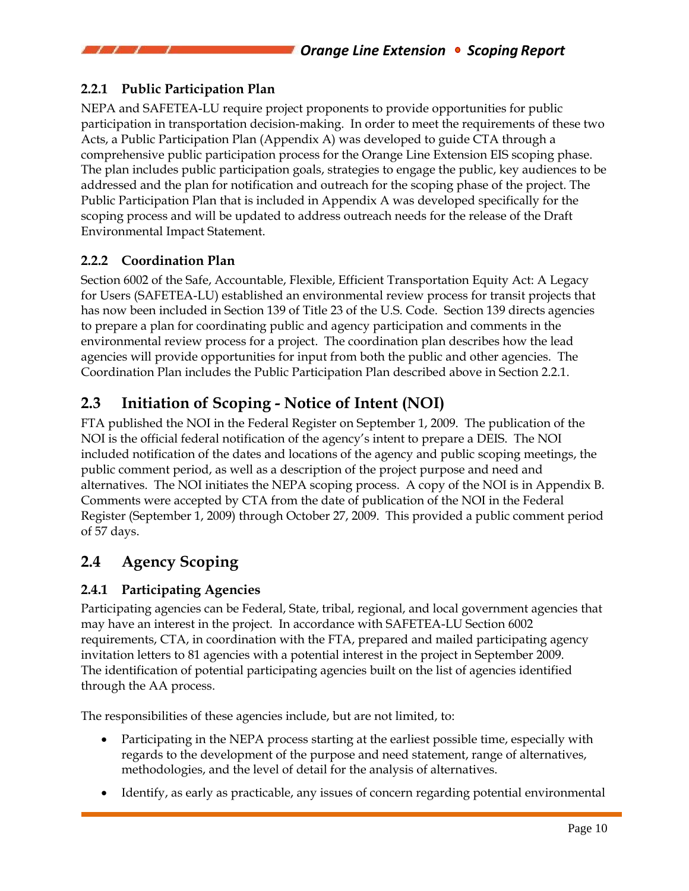### 2.2.1 Public Participation Plan

NEPA and SAFETEA-LU require project proponents to provide opportunities for public participation in transportation decision-making. In order to meet the requirements of these two Acts, a Public Participation Plan (Appendix A) was developed to guide CTA through a comprehensive public participation process for the Orange Line Extension EIS scoping phase. The plan includes public participation goals, strategies to engage the public, key audiences to be addressed and the plan for notification and outreach for the scoping phase of the project. The Public Participation Plan that is included in Appendix A was developed specifically for the scoping process and will be updated to address outreach needs for the release of the Draft Environmental Impact Statement.

### 2.2.2 Coordination Plan

Section 6002 of the Safe, Accountable, Flexible, Efficient Transportation Equity Act: A Legacy for Users (SAFETEA-LU) established an environmental review process for transit projects that has now been included in Section 139 of Title 23 of the U.S. Code. Section 139 directs agencies to prepare a plan for coordinating public and agency participation and comments in the environmental review process for a project. The coordination plan describes how the lead agencies will provide opportunities for input from both the public and other agencies. The Coordination Plan includes the Public Participation Plan described above in Section 2.2.1.

## 2.3 Initiation of Scoping - Notice of Intent (NOI)

FTA published the NOI in the Federal Register on September 1, 2009. The publication of the NOI is the official federal notification of the agency's intent to prepare a DEIS. The NOI included notification of the dates and locations of the agency and public scoping meetings, the public comment period, as well as a description of the project purpose and need and alternatives. The NOI initiates the NEPA scoping process. A copy of the NOI is in Appendix B. Comments were accepted by CTA from the date of publication of the NOI in the Federal Register (September 1, 2009) through October 27, 2009. This provided a public comment period of 57 days.

## 2.4 Agency Scoping

### 2.4.1 Participating Agencies

Participating agencies can be Federal, State, tribal, regional, and local government agencies that may have an interest in the project. In accordance with SAFETEA-LU Section 6002 requirements, CTA, in coordination with the FTA, prepared and mailed participating agency invitation letters to 81 agencies with a potential interest in the project in September 2009. The identification of potential participating agencies built on the list of agencies identified through the AA process.

The responsibilities of these agencies include, but are not limited, to:

- Participating in the NEPA process starting at the earliest possible time, especially with regards to the development of the purpose and need statement, range of alternatives, methodologies, and the level of detail for the analysis of alternatives.
- Identify, as early as practicable, any issues of concern regarding potential environmental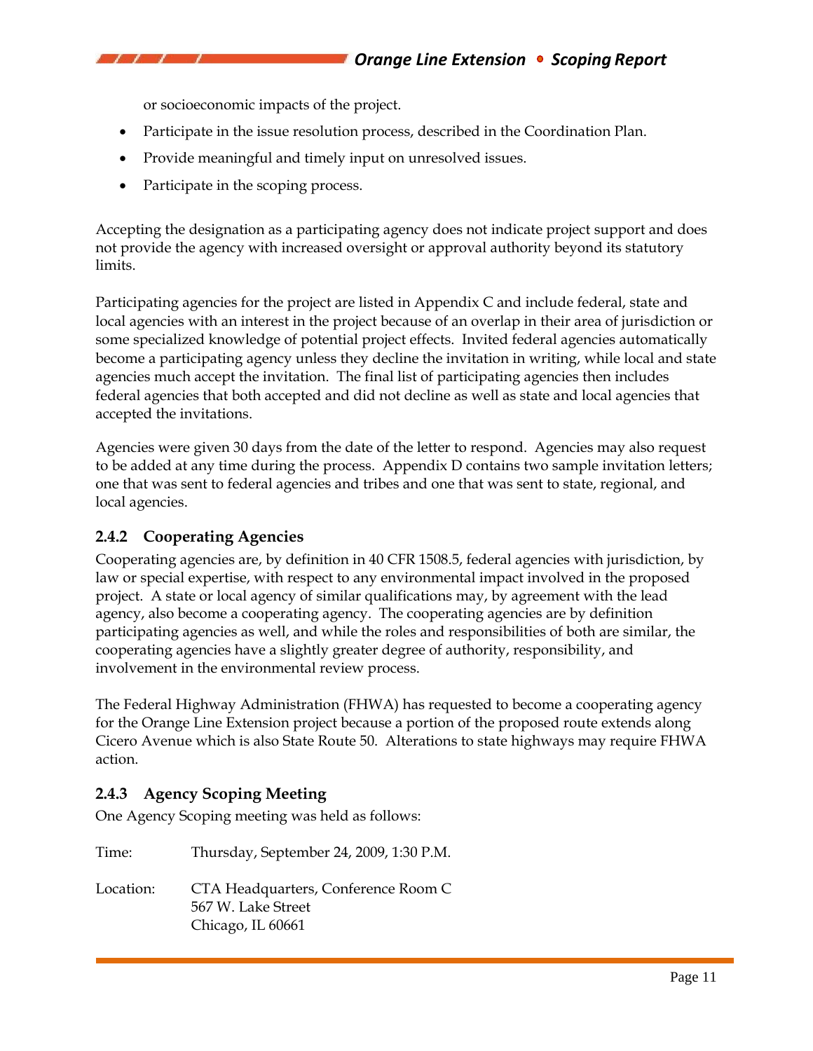or socioeconomic impacts of the project.

- Participate in the issue resolution process, described in the Coordination Plan.
- Provide meaningful and timely input on unresolved issues.
- Participate in the scoping process.

Accepting the designation as a participating agency does not indicate project support and does not provide the agency with increased oversight or approval authority beyond its statutory limits.

Participating agencies for the project are listed in Appendix C and include federal, state and local agencies with an interest in the project because of an overlap in their area of jurisdiction or some specialized knowledge of potential project effects. Invited federal agencies automatically become a participating agency unless they decline the invitation in writing, while local and state agencies much accept the invitation. The final list of participating agencies then includes federal agencies that both accepted and did not decline as well as state and local agencies that accepted the invitations.

Agencies were given 30 days from the date of the letter to respond. Agencies may also request to be added at any time during the process. Appendix D contains two sample invitation letters; one that was sent to federal agencies and tribes and one that was sent to state, regional, and local agencies.

### 2.4.2 Cooperating Agencies

Cooperating agencies are, by definition in 40 CFR 1508.5, federal agencies with jurisdiction, by law or special expertise, with respect to any environmental impact involved in the proposed project. A state or local agency of similar qualifications may, by agreement with the lead agency, also become a cooperating agency. The cooperating agencies are by definition participating agencies as well, and while the roles and responsibilities of both are similar, the cooperating agencies have a slightly greater degree of authority, responsibility, and involvement in the environmental review process.

The Federal Highway Administration (FHWA) has requested to become a cooperating agency for the Orange Line Extension project because a portion of the proposed route extends along Cicero Avenue which is also State Route 50. Alterations to state highways may require FHWA action.

### 2.4.3 Agency Scoping Meeting

One Agency Scoping meeting was held as follows:

Time: Thursday, September 24, 2009, 1:30 P.M.

Location: CTA Headquarters, Conference Room C
567 W. Lake Street
Chicago, IL 60661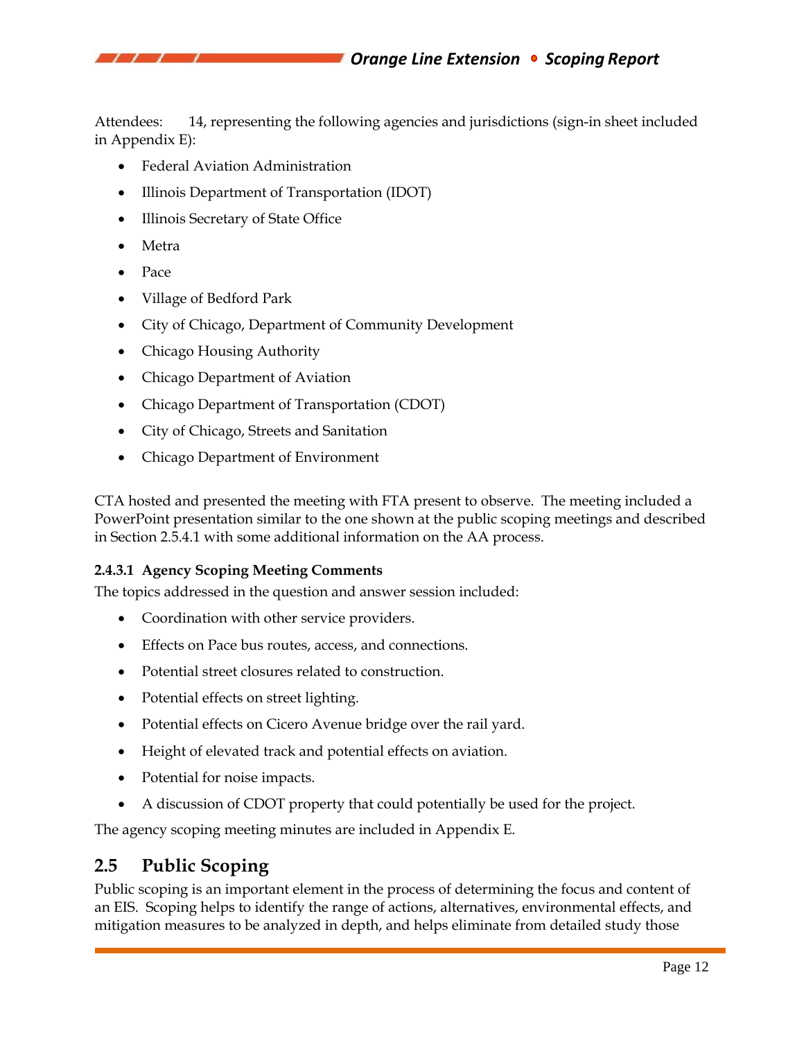Attendees: 14, representing the following agencies and jurisdictions (sign-in sheet included in Appendix E):

- Federal Aviation Administration
- Illinois Department of Transportation (IDOT)
- Illinois Secretary of State Office
- Metra
- Pace
- Village of Bedford Park
- City of Chicago, Department of Community Development
- Chicago Housing Authority
- Chicago Department of Aviation
- Chicago Department of Transportation (CDOT)
- City of Chicago, Streets and Sanitation
- Chicago Department of Environment

CTA hosted and presented the meeting with FTA present to observe. The meeting included a PowerPoint presentation similar to the one shown at the public scoping meetings and described in Section 2.5.4.1 with some additional information on the AA process.

#### 2.4.3.1 Agency Scoping Meeting Comments

The topics addressed in the question and answer session included:

- Coordination with other service providers.
- Effects on Pace bus routes, access, and connections.
- Potential street closures related to construction.
- Potential effects on street lighting.
- Potential effects on Cicero Avenue bridge over the rail yard.
- Height of elevated track and potential effects on aviation.
- Potential for noise impacts.
- A discussion of CDOT property that could potentially be used for the project.

The agency scoping meeting minutes are included in Appendix E.

## 2.5 Public Scoping

Public scoping is an important element in the process of determining the focus and content of an EIS. Scoping helps to identify the range of actions, alternatives, environmental effects, and mitigation measures to be analyzed in depth, and helps eliminate from detailed study those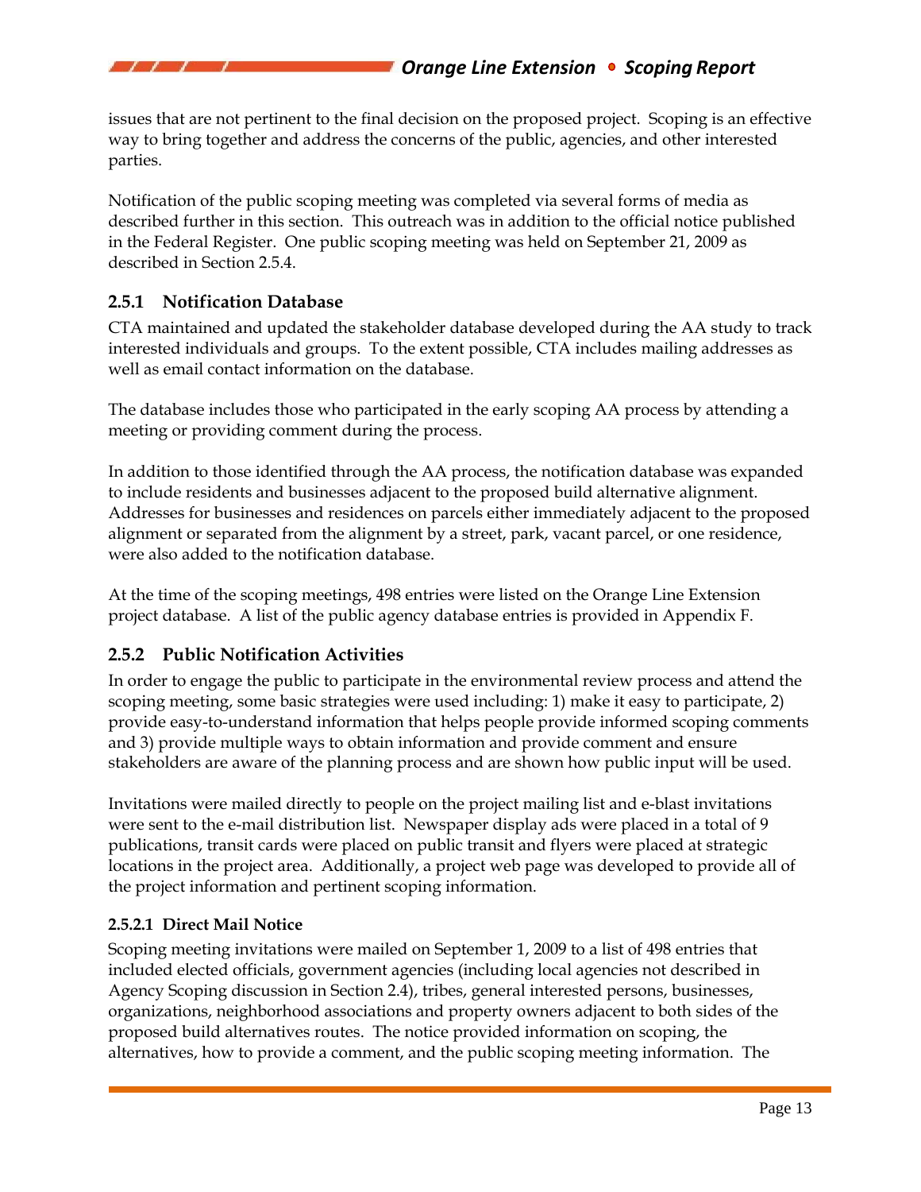issues that are not pertinent to the final decision on the proposed project. Scoping is an effective way to bring together and address the concerns of the public, agencies, and other interested parties.

Notification of the public scoping meeting was completed via several forms of media as described further in this section. This outreach was in addition to the official notice published in the Federal Register. One public scoping meeting was held on September 21, 2009 as described in Section 2.5.4.

### 2.5.1 Notification Database

CTA maintained and updated the stakeholder database developed during the AA study to track interested individuals and groups. To the extent possible, CTA includes mailing addresses as well as email contact information on the database.

The database includes those who participated in the early scoping AA process by attending a meeting or providing comment during the process.

In addition to those identified through the AA process, the notification database was expanded to include residents and businesses adjacent to the proposed build alternative alignment. Addresses for businesses and residences on parcels either immediately adjacent to the proposed alignment or separated from the alignment by a street, park, vacant parcel, or one residence, were also added to the notification database.

At the time of the scoping meetings, 498 entries were listed on the Orange Line Extension project database. A list of the public agency database entries is provided in Appendix F.

### 2.5.2 Public Notification Activities

In order to engage the public to participate in the environmental review process and attend the scoping meeting, some basic strategies were used including: 1) make it easy to participate, 2) provide easy-to-understand information that helps people provide informed scoping comments and 3) provide multiple ways to obtain information and provide comment and ensure stakeholders are aware of the planning process and are shown how public input will be used.

Invitations were mailed directly to people on the project mailing list and e-blast invitations were sent to the e-mail distribution list. Newspaper display ads were placed in a total of 9 publications, transit cards were placed on public transit and flyers were placed at strategic locations in the project area. Additionally, a project web page was developed to provide all of the project information and pertinent scoping information.

#### 2.5.2.1 Direct Mail Notice

Scoping meeting invitations were mailed on September 1, 2009 to a list of 498 entries that included elected officials, government agencies (including local agencies not described in Agency Scoping discussion in Section 2.4), tribes, general interested persons, businesses, organizations, neighborhood associations and property owners adjacent to both sides of the proposed build alternatives routes. The notice provided information on scoping, the alternatives, how to provide a comment, and the public scoping meeting information. The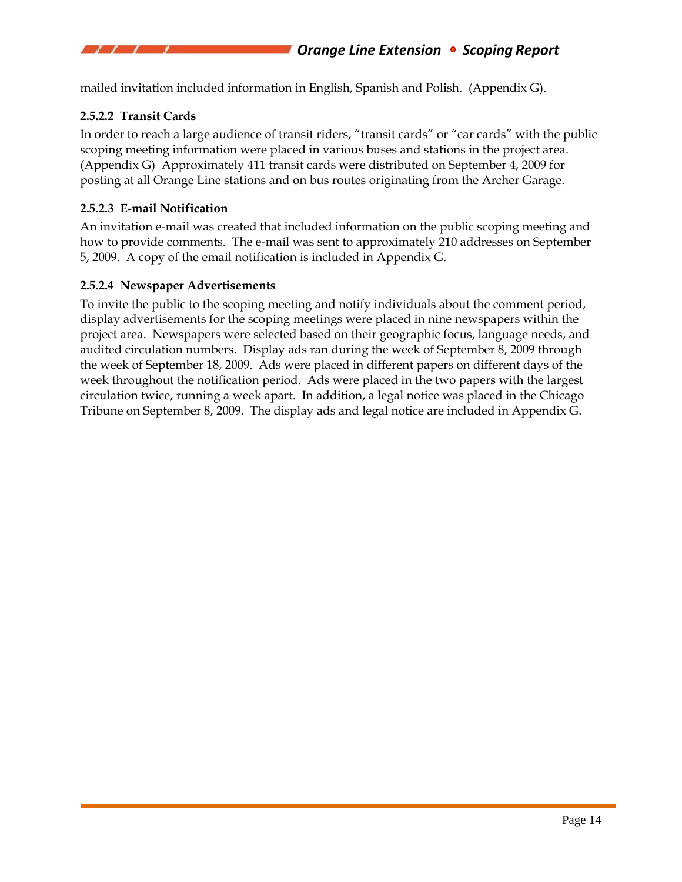mailed invitation included information in English, Spanish and Polish. (Appendix G).

#### 2.5.2.2 Transit Cards

In order to reach a large audience of transit riders, "transit cards" or "car cards" with the public scoping meeting information were placed in various buses and stations in the project area. (Appendix G) Approximately 411 transit cards were distributed on September 4, 2009 for posting at all Orange Line stations and on bus routes originating from the Archer Garage.

#### 2.5.2.3 E-mail Notification

An invitation e-mail was created that included information on the public scoping meeting and how to provide comments. The e-mail was sent to approximately 210 addresses on September 5, 2009. A copy of the email notification is included in Appendix G.

#### 2.5.2.4 Newspaper Advertisements

To invite the public to the scoping meeting and notify individuals about the comment period, display advertisements for the scoping meetings were placed in nine newspapers within the project area. Newspapers were selected based on their geographic focus, language needs, and audited circulation numbers. Display ads ran during the week of September 8, 2009 through the week of September 18, 2009. Ads were placed in different papers on different days of the week throughout the notification period. Ads were placed in the two papers with the largest circulation twice, running a week apart. In addition, a legal notice was placed in the Chicago Tribune on September 8, 2009. The display ads and legal notice are included in Appendix G.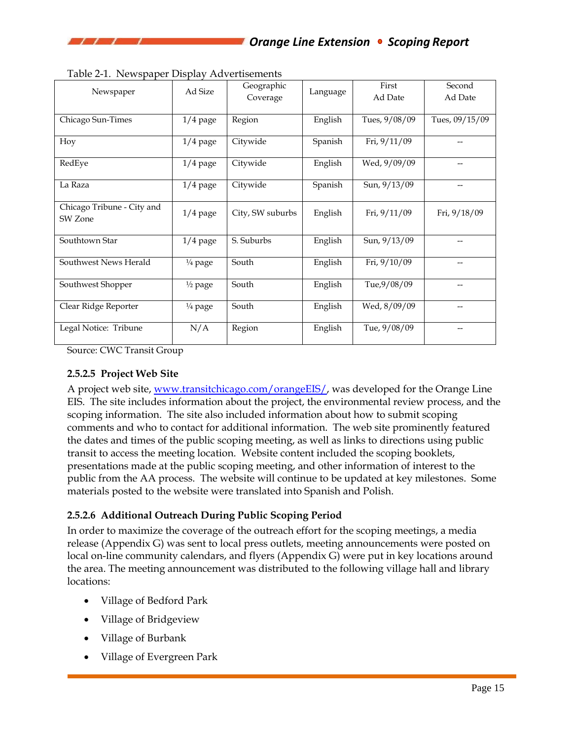Table 2-1. Newspaper Display Advertisements

| Newspaper | Ad Size | Geographic Coverage | Language | First Ad Date | Second Ad Date |
|---|---|---|---|---|---|
| Chicago Sun-Times | 1/4 page | Region | English | Tues, 9/08/09 | Tues, 09/15/09 |
| Hoy | 1/4 page | Citywide | Spanish | Fri, 9/11/09 | -- |
| RedEye | 1/4 page | Citywide | English | Wed, 9/09/09 | -- |
| La Raza | 1/4 page | Citywide | Spanish | Sun, 9/13/09 | -- |
| Chicago Tribune - City and SW Zone | 1/4 page | City, SW suburbs | English | Fri, 9/11/09 | Fri, 9/18/09 |
| Southtown Star | 1/4 page | S. Suburbs | English | Sun, 9/13/09 | -- |
| Southwest News Herald | ¼ page | South | English | Fri, 9/10/09 | -- |
| Southwest Shopper | ½ page | South | English | Tue,9/08/09 | -- |
| Clear Ridge Reporter | ¼ page | South | English | Wed, 8/09/09 | -- |
| Legal Notice: Tribune | N/A | Region | English | Tue, 9/08/09 | -- |

Source: CWC Transit Group

#### 2.5.2.5 Project Web Site

A project web site, www.transitchicago.com/orangeEIS/, was developed for the Orange Line EIS. The site includes information about the project, the environmental review process, and the scoping information. The site also included information about how to submit scoping comments and who to contact for additional information. The web site prominently featured the dates and times of the public scoping meeting, as well as links to directions using public transit to access the meeting location. Website content included the scoping booklets, presentations made at the public scoping meeting, and other information of interest to the public from the AA process. The website will continue to be updated at key milestones. Some materials posted to the website were translated into Spanish and Polish.

#### 2.5.2.6 Additional Outreach During Public Scoping Period

In order to maximize the coverage of the outreach effort for the scoping meetings, a media release (Appendix G) was sent to local press outlets, meeting announcements were posted on local on-line community calendars, and flyers (Appendix G) were put in key locations around the area. The meeting announcement was distributed to the following village hall and library locations:

- Village of Bedford Park
- Village of Bridgeview
- Village of Burbank
- Village of Evergreen Park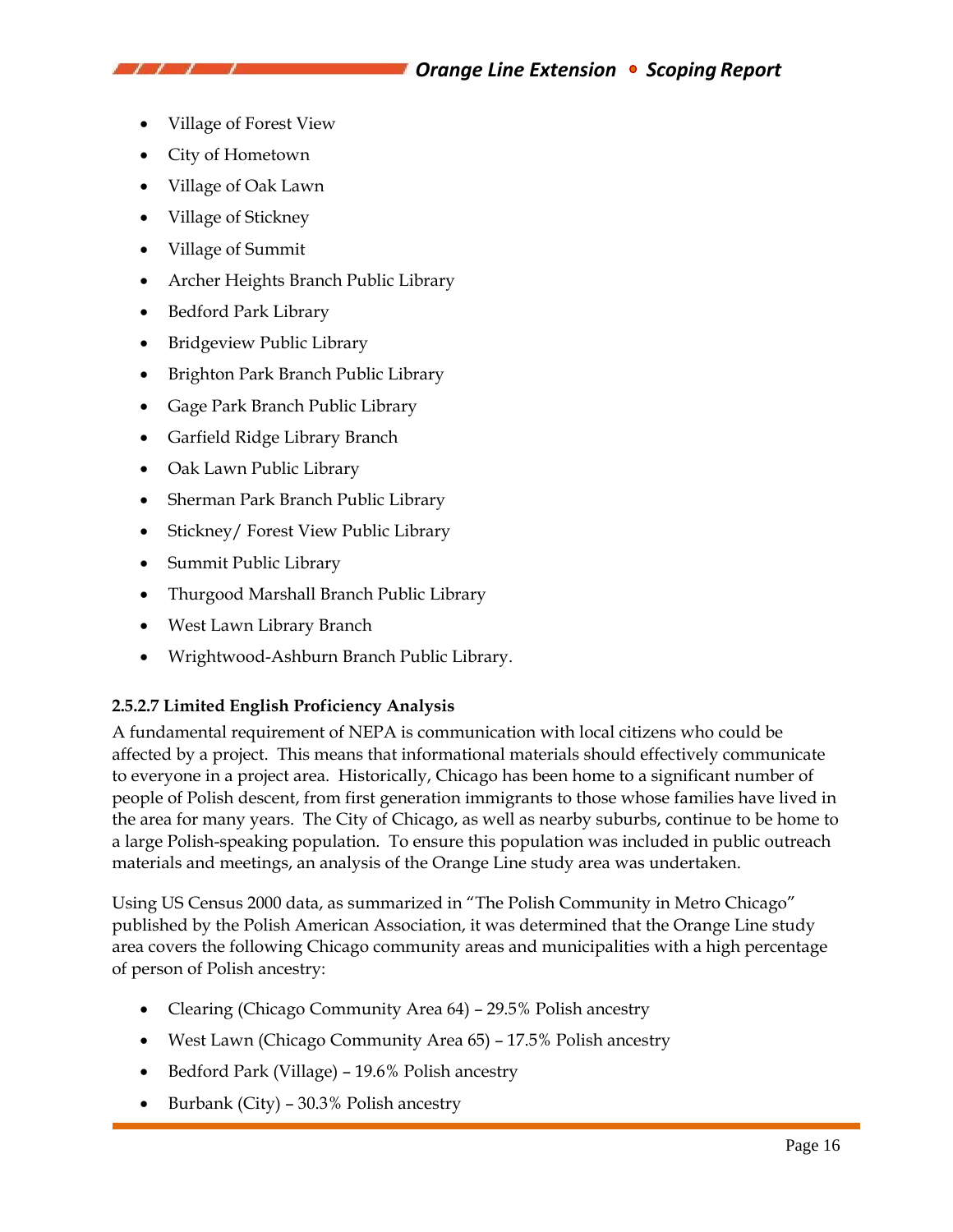- Village of Forest View
- City of Hometown
- Village of Oak Lawn
- Village of Stickney
- Village of Summit
- Archer Heights Branch Public Library
- Bedford Park Library
- Bridgeview Public Library
- Brighton Park Branch Public Library
- Gage Park Branch Public Library
- Garfield Ridge Library Branch
- Oak Lawn Public Library
- Sherman Park Branch Public Library
- Stickney/ Forest View Public Library
- Summit Public Library
- Thurgood Marshall Branch Public Library
- West Lawn Library Branch
- Wrightwood-Ashburn Branch Public Library.

**2.5.2.7 Limited English Proficiency Analysis**

A fundamental requirement of NEPA is communication with local citizens who could be affected by a project. This means that informational materials should effectively communicate to everyone in a project area. Historically, Chicago has been home to a significant number of people of Polish descent, from first generation immigrants to those whose families have lived in the area for many years. The City of Chicago, as well as nearby suburbs, continue to be home to a large Polish-speaking population. To ensure this population was included in public outreach materials and meetings, an analysis of the Orange Line study area was undertaken.

Using US Census 2000 data, as summarized in "The Polish Community in Metro Chicago" published by the Polish American Association, it was determined that the Orange Line study area covers the following Chicago community areas and municipalities with a high percentage of person of Polish ancestry:

- Clearing (Chicago Community Area 64) – 29.5% Polish ancestry
- West Lawn (Chicago Community Area 65) – 17.5% Polish ancestry
- Bedford Park (Village) – 19.6% Polish ancestry
- Burbank (City) – 30.3% Polish ancestry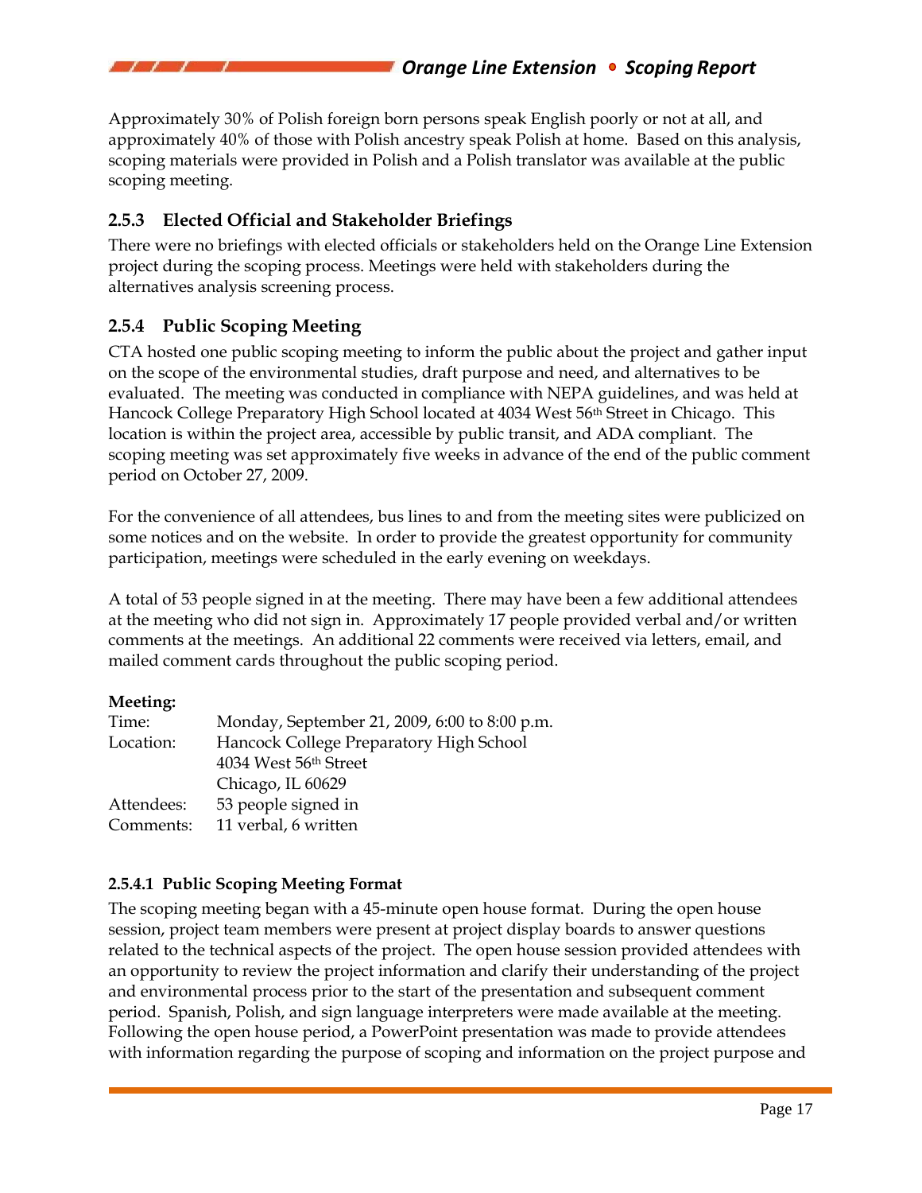Approximately 30% of Polish foreign born persons speak English poorly or not at all, and approximately 40% of those with Polish ancestry speak Polish at home. Based on this analysis, scoping materials were provided in Polish and a Polish translator was available at the public scoping meeting.

### 2.5.3 Elected Official and Stakeholder Briefings

There were no briefings with elected officials or stakeholders held on the Orange Line Extension project during the scoping process. Meetings were held with stakeholders during the alternatives analysis screening process.

### 2.5.4 Public Scoping Meeting

CTA hosted one public scoping meeting to inform the public about the project and gather input on the scope of the environmental studies, draft purpose and need, and alternatives to be evaluated. The meeting was conducted in compliance with NEPA guidelines, and was held at Hancock College Preparatory High School located at 4034 West 56th Street in Chicago. This location is within the project area, accessible by public transit, and ADA compliant. The scoping meeting was set approximately five weeks in advance of the end of the public comment period on October 27, 2009.

For the convenience of all attendees, bus lines to and from the meeting sites were publicized on some notices and on the website. In order to provide the greatest opportunity for community participation, meetings were scheduled in the early evening on weekdays.

A total of 53 people signed in at the meeting. There may have been a few additional attendees at the meeting who did not sign in. Approximately 17 people provided verbal and/or written comments at the meetings. An additional 22 comments were received via letters, email, and mailed comment cards throughout the public scoping period.

**Meeting:**

| | |
|---|---|
| Time: | Monday, September 21, 2009, 6:00 to 8:00 p.m. |
| Location: | Hancock College Preparatory High School<br>4034 West 56th Street<br>Chicago, IL 60629 |
| Attendees: | 53 people signed in |
| Comments: | 11 verbal, 6 written |

#### 2.5.4.1 Public Scoping Meeting Format

The scoping meeting began with a 45-minute open house format. During the open house session, project team members were present at project display boards to answer questions related to the technical aspects of the project. The open house session provided attendees with an opportunity to review the project information and clarify their understanding of the project and environmental process prior to the start of the presentation and subsequent comment period. Spanish, Polish, and sign language interpreters were made available at the meeting. Following the open house period, a PowerPoint presentation was made to provide attendees with information regarding the purpose of scoping and information on the project purpose and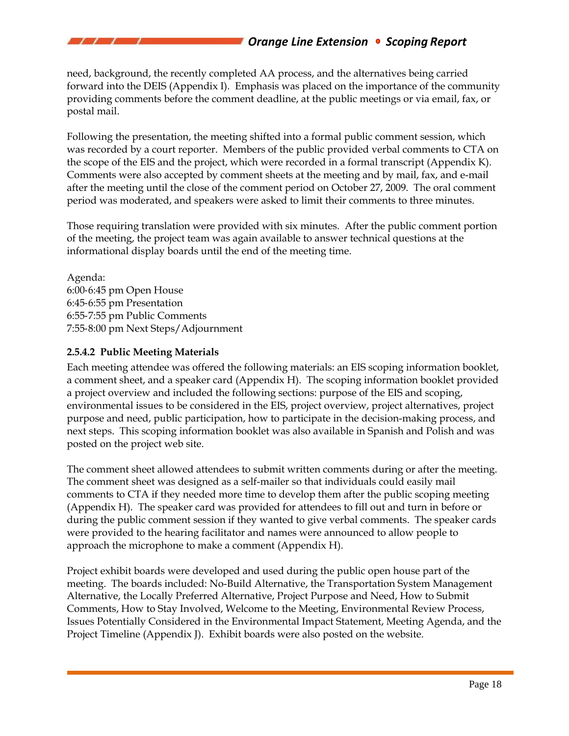need, background, the recently completed AA process, and the alternatives being carried forward into the DEIS (Appendix I). Emphasis was placed on the importance of the community providing comments before the comment deadline, at the public meetings or via email, fax, or postal mail.

Following the presentation, the meeting shifted into a formal public comment session, which was recorded by a court reporter. Members of the public provided verbal comments to CTA on the scope of the EIS and the project, which were recorded in a formal transcript (Appendix K). Comments were also accepted by comment sheets at the meeting and by mail, fax, and e-mail after the meeting until the close of the comment period on October 27, 2009. The oral comment period was moderated, and speakers were asked to limit their comments to three minutes.

Those requiring translation were provided with six minutes. After the public comment portion of the meeting, the project team was again available to answer technical questions at the informational display boards until the end of the meeting time.

Agenda:
6:00-6:45 pm Open House
6:45-6:55 pm Presentation
6:55-7:55 pm Public Comments
7:55-8:00 pm Next Steps/Adjournment

#### 2.5.4.2 Public Meeting Materials

Each meeting attendee was offered the following materials: an EIS scoping information booklet, a comment sheet, and a speaker card (Appendix H). The scoping information booklet provided a project overview and included the following sections: purpose of the EIS and scoping, environmental issues to be considered in the EIS, project overview, project alternatives, project purpose and need, public participation, how to participate in the decision-making process, and next steps. This scoping information booklet was also available in Spanish and Polish and was posted on the project web site.

The comment sheet allowed attendees to submit written comments during or after the meeting. The comment sheet was designed as a self-mailer so that individuals could easily mail comments to CTA if they needed more time to develop them after the public scoping meeting (Appendix H). The speaker card was provided for attendees to fill out and turn in before or during the public comment session if they wanted to give verbal comments. The speaker cards were provided to the hearing facilitator and names were announced to allow people to approach the microphone to make a comment (Appendix H).

Project exhibit boards were developed and used during the public open house part of the meeting. The boards included: No-Build Alternative, the Transportation System Management Alternative, the Locally Preferred Alternative, Project Purpose and Need, How to Submit Comments, How to Stay Involved, Welcome to the Meeting, Environmental Review Process, Issues Potentially Considered in the Environmental Impact Statement, Meeting Agenda, and the Project Timeline (Appendix J). Exhibit boards were also posted on the website.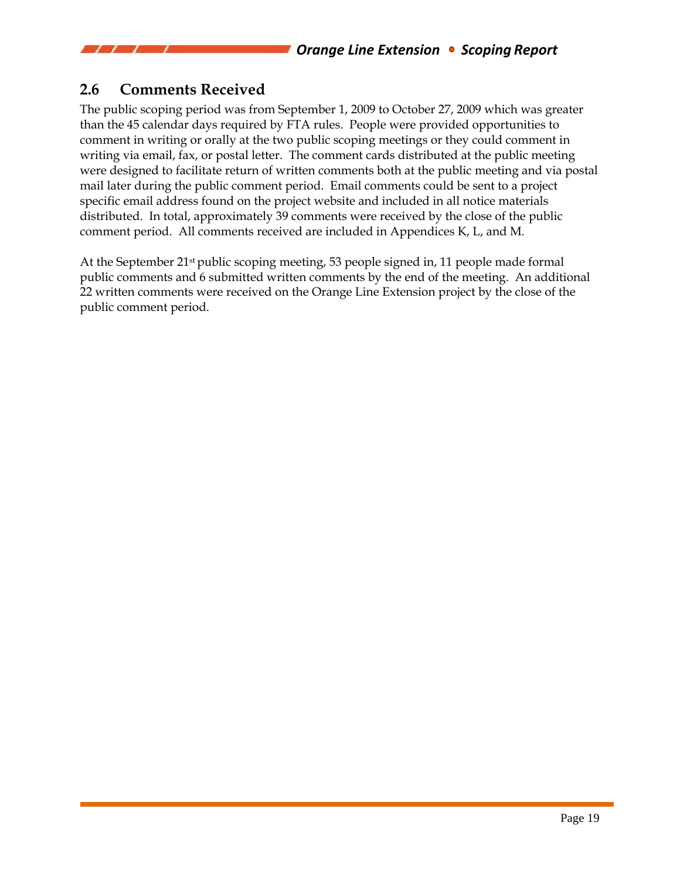## 2.6 Comments Received

The public scoping period was from September 1, 2009 to October 27, 2009 which was greater than the 45 calendar days required by FTA rules. People were provided opportunities to comment in writing or orally at the two public scoping meetings or they could comment in writing via email, fax, or postal letter. The comment cards distributed at the public meeting were designed to facilitate return of written comments both at the public meeting and via postal mail later during the public comment period. Email comments could be sent to a project specific email address found on the project website and included in all notice materials distributed. In total, approximately 39 comments were received by the close of the public comment period. All comments received are included in Appendices K, L, and M.

At the September 21st public scoping meeting, 53 people signed in, 11 people made formal public comments and 6 submitted written comments by the end of the meeting. An additional 22 written comments were received on the Orange Line Extension project by the close of the public comment period.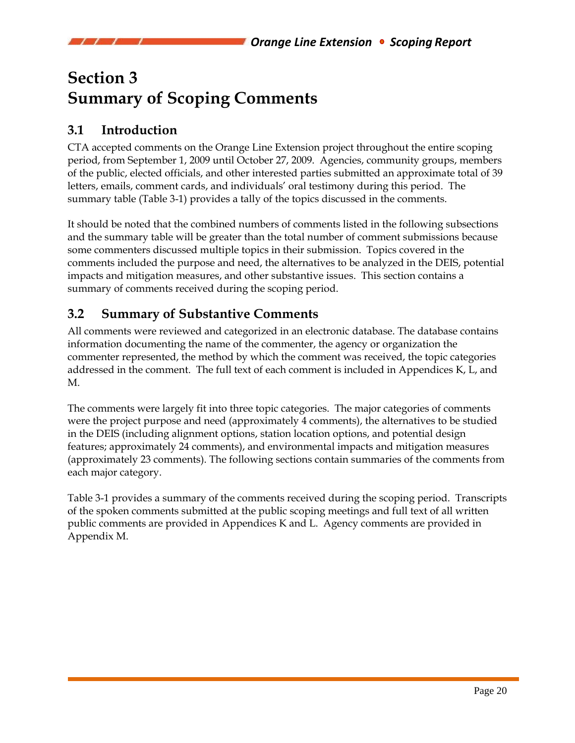# Section 3
# Summary of Scoping Comments

## 3.1 Introduction

CTA accepted comments on the Orange Line Extension project throughout the entire scoping period, from September 1, 2009 until October 27, 2009. Agencies, community groups, members of the public, elected officials, and other interested parties submitted an approximate total of 39 letters, emails, comment cards, and individuals' oral testimony during this period. The summary table (Table 3-1) provides a tally of the topics discussed in the comments.

It should be noted that the combined numbers of comments listed in the following subsections and the summary table will be greater than the total number of comment submissions because some commenters discussed multiple topics in their submission. Topics covered in the comments included the purpose and need, the alternatives to be analyzed in the DEIS, potential impacts and mitigation measures, and other substantive issues. This section contains a summary of comments received during the scoping period.

## 3.2 Summary of Substantive Comments

All comments were reviewed and categorized in an electronic database. The database contains information documenting the name of the commenter, the agency or organization the commenter represented, the method by which the comment was received, the topic categories addressed in the comment. The full text of each comment is included in Appendices K, L, and M.

The comments were largely fit into three topic categories. The major categories of comments were the project purpose and need (approximately 4 comments), the alternatives to be studied in the DEIS (including alignment options, station location options, and potential design features; approximately 24 comments), and environmental impacts and mitigation measures (approximately 23 comments). The following sections contain summaries of the comments from each major category.

Table 3-1 provides a summary of the comments received during the scoping period. Transcripts of the spoken comments submitted at the public scoping meetings and full text of all written public comments are provided in Appendices K and L. Agency comments are provided in Appendix M.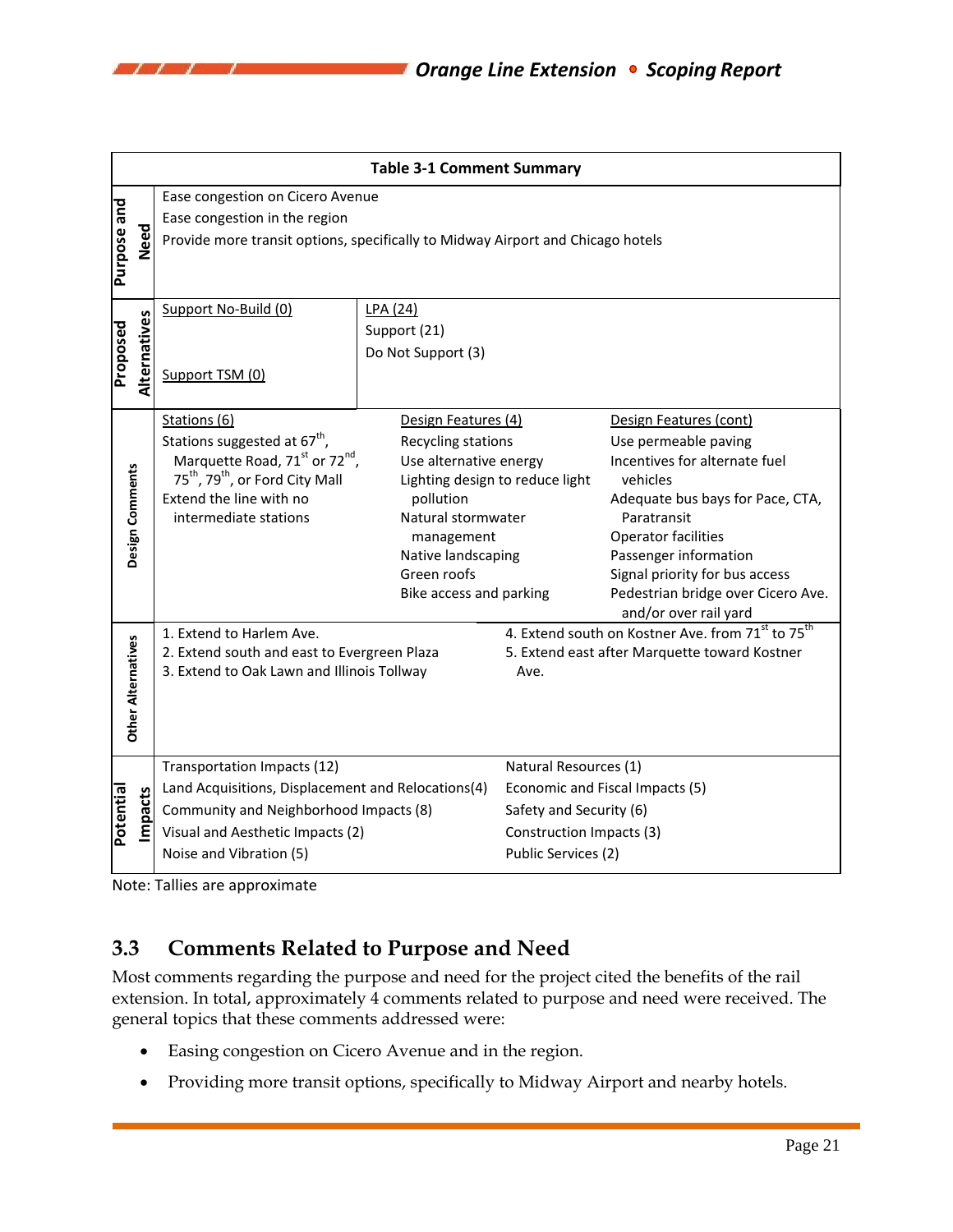**Table 3-1 Comment Summary**

| Category | | | |
|---|---|---|---|
| Purpose and Need | Ease congestion on Cicero Avenue<br>Ease congestion in the region<br>Provide more transit options, specifically to Midway Airport and Chicago hotels | | |
| Proposed Alternatives | Support No-Build (0)<br><br>Support TSM (0) | LPA (24)<br>Support (21)<br>Do Not Support (3) | |
| Design Comments | Stations (6)<br>Stations suggested at 67th, Marquette Road, 71st or 72nd, 75th, 79th, or Ford City Mall<br>Extend the line with no intermediate stations | Design Features (4)<br>Recycling stations<br>Use alternative energy<br>Lighting design to reduce light pollution<br>Natural stormwater management<br>Native landscaping<br>Green roofs<br>Bike access and parking | Design Features (cont)<br>Use permeable paving<br>Incentives for alternate fuel vehicles<br>Adequate bus bays for Pace, CTA, Paratransit<br>Operator facilities<br>Passenger information<br>Signal priority for bus access<br>Pedestrian bridge over Cicero Ave. and/or over rail yard |
| Other Alternatives | 1. Extend to Harlem Ave.<br>2. Extend south and east to Evergreen Plaza<br>3. Extend to Oak Lawn and Illinois Tollway | 4. Extend south on Kostner Ave. from 71st to 75th<br>5. Extend east after Marquette toward Kostner Ave. | |
| Potential Impacts | Transportation Impacts (12)<br>Land Acquisitions, Displacement and Relocations(4)<br>Community and Neighborhood Impacts (8)<br>Visual and Aesthetic Impacts (2)<br>Noise and Vibration (5) | Natural Resources (1)<br>Economic and Fiscal Impacts (5)<br>Safety and Security (6)<br>Construction Impacts (3)<br>Public Services (2) | |

Note: Tallies are approximate

## 3.3 Comments Related to Purpose and Need

Most comments regarding the purpose and need for the project cited the benefits of the rail extension. In total, approximately 4 comments related to purpose and need were received. The general topics that these comments addressed were:

- Easing congestion on Cicero Avenue and in the region.
- Providing more transit options, specifically to Midway Airport and nearby hotels.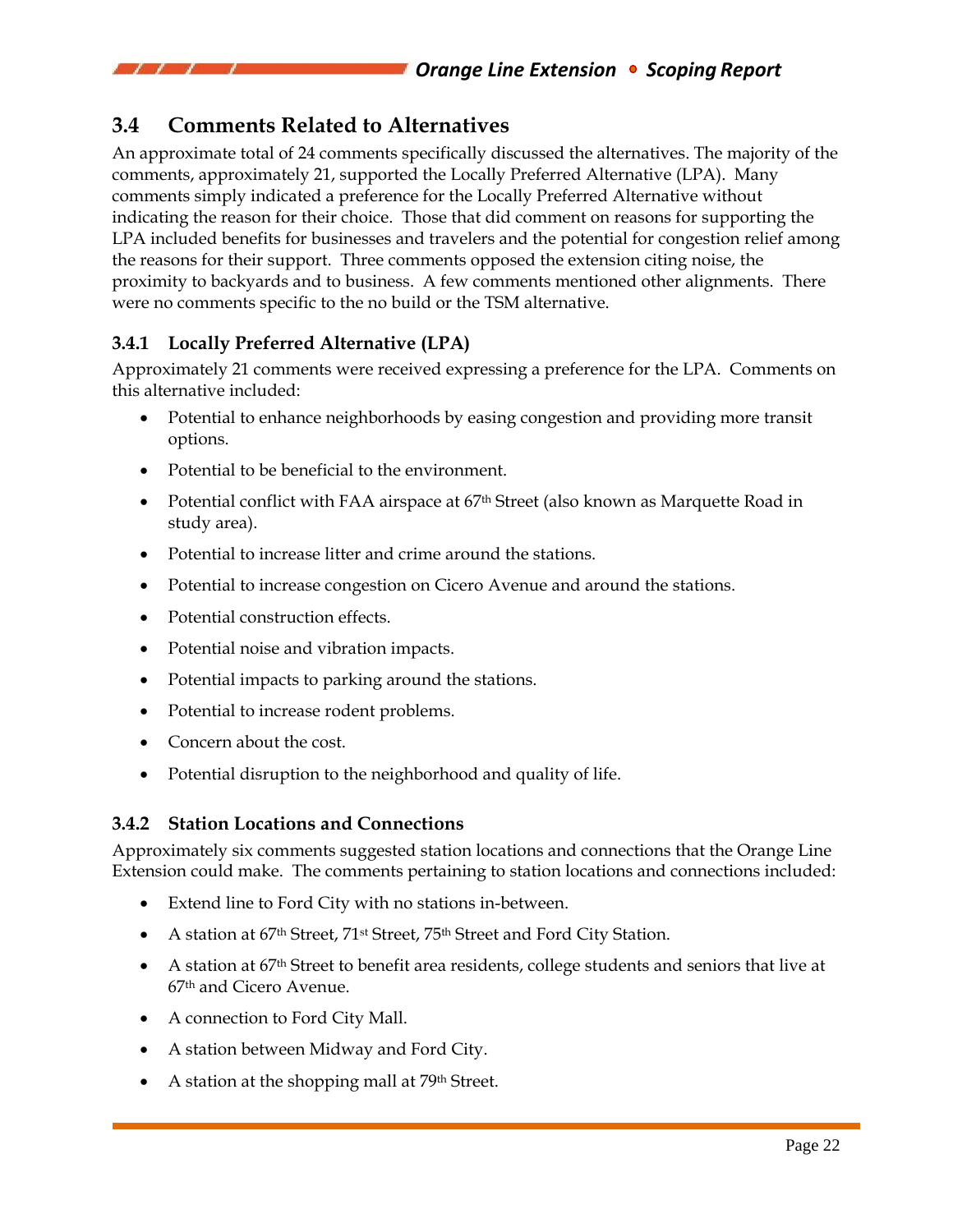## 3.4 Comments Related to Alternatives

An approximate total of 24 comments specifically discussed the alternatives. The majority of the comments, approximately 21, supported the Locally Preferred Alternative (LPA). Many comments simply indicated a preference for the Locally Preferred Alternative without indicating the reason for their choice. Those that did comment on reasons for supporting the LPA included benefits for businesses and travelers and the potential for congestion relief among the reasons for their support. Three comments opposed the extension citing noise, the proximity to backyards and to business. A few comments mentioned other alignments. There were no comments specific to the no build or the TSM alternative.

### 3.4.1 Locally Preferred Alternative (LPA)

Approximately 21 comments were received expressing a preference for the LPA. Comments on this alternative included:

- Potential to enhance neighborhoods by easing congestion and providing more transit options.
- Potential to be beneficial to the environment.
- Potential conflict with FAA airspace at 67th Street (also known as Marquette Road in study area).
- Potential to increase litter and crime around the stations.
- Potential to increase congestion on Cicero Avenue and around the stations.
- Potential construction effects.
- Potential noise and vibration impacts.
- Potential impacts to parking around the stations.
- Potential to increase rodent problems.
- Concern about the cost.
- Potential disruption to the neighborhood and quality of life.

### 3.4.2 Station Locations and Connections

Approximately six comments suggested station locations and connections that the Orange Line Extension could make. The comments pertaining to station locations and connections included:

- Extend line to Ford City with no stations in-between.
- A station at 67th Street, 71st Street, 75th Street and Ford City Station.
- A station at 67th Street to benefit area residents, college students and seniors that live at 67th and Cicero Avenue.
- A connection to Ford City Mall.
- A station between Midway and Ford City.
- A station at the shopping mall at 79th Street.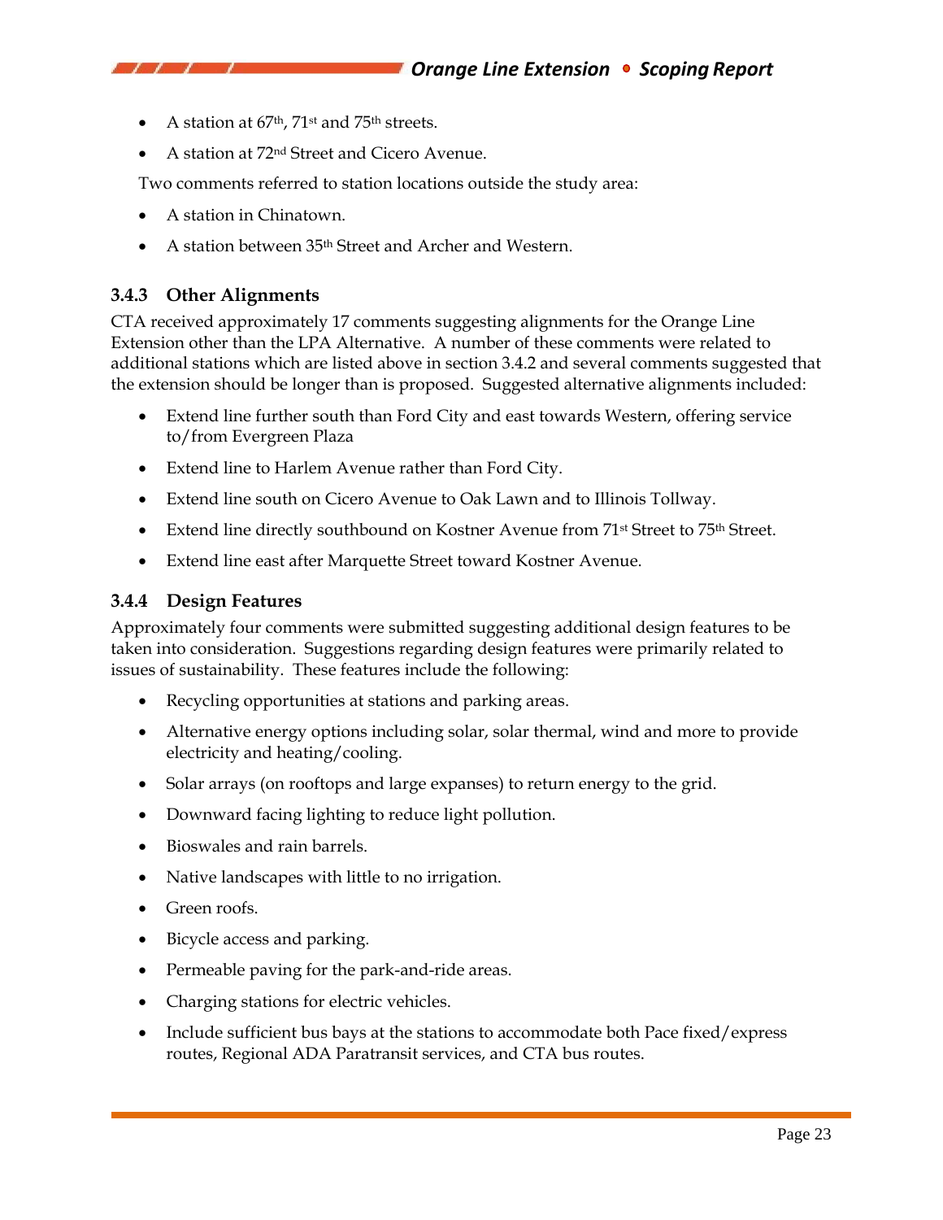- A station at 67th, 71st and 75th streets.
- A station at 72nd Street and Cicero Avenue.

Two comments referred to station locations outside the study area:

- A station in Chinatown.
- A station between 35th Street and Archer and Western.

### 3.4.3 Other Alignments

CTA received approximately 17 comments suggesting alignments for the Orange Line Extension other than the LPA Alternative. A number of these comments were related to additional stations which are listed above in section 3.4.2 and several comments suggested that the extension should be longer than is proposed. Suggested alternative alignments included:

- Extend line further south than Ford City and east towards Western, offering service to/from Evergreen Plaza
- Extend line to Harlem Avenue rather than Ford City.
- Extend line south on Cicero Avenue to Oak Lawn and to Illinois Tollway.
- Extend line directly southbound on Kostner Avenue from 71st Street to 75th Street.
- Extend line east after Marquette Street toward Kostner Avenue.

### 3.4.4 Design Features

Approximately four comments were submitted suggesting additional design features to be taken into consideration. Suggestions regarding design features were primarily related to issues of sustainability. These features include the following:

- Recycling opportunities at stations and parking areas.
- Alternative energy options including solar, solar thermal, wind and more to provide electricity and heating/cooling.
- Solar arrays (on rooftops and large expanses) to return energy to the grid.
- Downward facing lighting to reduce light pollution.
- Bioswales and rain barrels.
- Native landscapes with little to no irrigation.
- Green roofs.
- Bicycle access and parking.
- Permeable paving for the park-and-ride areas.
- Charging stations for electric vehicles.
- Include sufficient bus bays at the stations to accommodate both Pace fixed/express routes, Regional ADA Paratransit services, and CTA bus routes.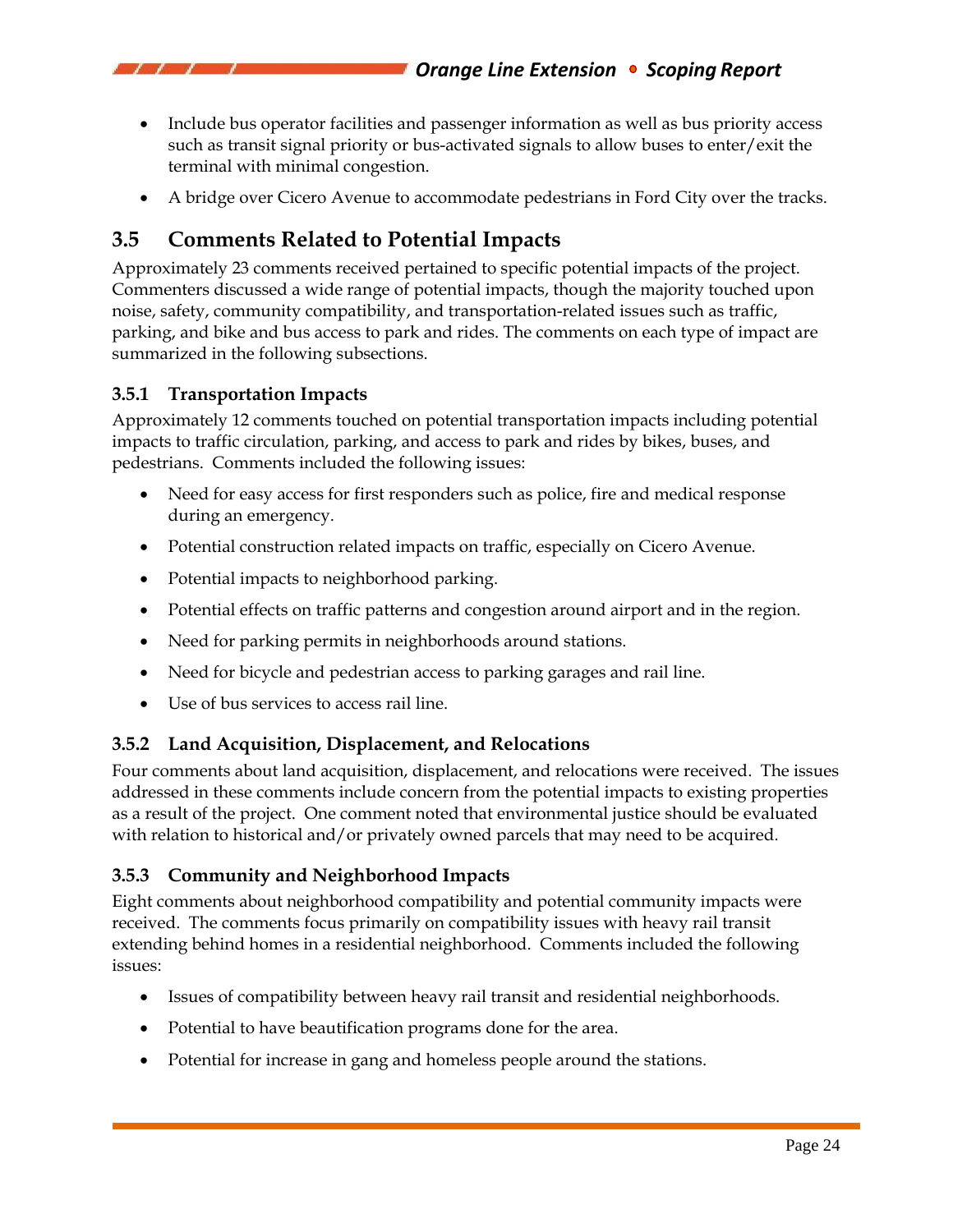- Include bus operator facilities and passenger information as well as bus priority access such as transit signal priority or bus-activated signals to allow buses to enter/exit the terminal with minimal congestion.
- A bridge over Cicero Avenue to accommodate pedestrians in Ford City over the tracks.

## 3.5 Comments Related to Potential Impacts

Approximately 23 comments received pertained to specific potential impacts of the project. Commenters discussed a wide range of potential impacts, though the majority touched upon noise, safety, community compatibility, and transportation-related issues such as traffic, parking, and bike and bus access to park and rides. The comments on each type of impact are summarized in the following subsections.

### 3.5.1 Transportation Impacts

Approximately 12 comments touched on potential transportation impacts including potential impacts to traffic circulation, parking, and access to park and rides by bikes, buses, and pedestrians. Comments included the following issues:

- Need for easy access for first responders such as police, fire and medical response during an emergency.
- Potential construction related impacts on traffic, especially on Cicero Avenue.
- Potential impacts to neighborhood parking.
- Potential effects on traffic patterns and congestion around airport and in the region.
- Need for parking permits in neighborhoods around stations.
- Need for bicycle and pedestrian access to parking garages and rail line.
- Use of bus services to access rail line.

### 3.5.2 Land Acquisition, Displacement, and Relocations

Four comments about land acquisition, displacement, and relocations were received. The issues addressed in these comments include concern from the potential impacts to existing properties as a result of the project. One comment noted that environmental justice should be evaluated with relation to historical and/or privately owned parcels that may need to be acquired.

### 3.5.3 Community and Neighborhood Impacts

Eight comments about neighborhood compatibility and potential community impacts were received. The comments focus primarily on compatibility issues with heavy rail transit extending behind homes in a residential neighborhood. Comments included the following issues:

- Issues of compatibility between heavy rail transit and residential neighborhoods.
- Potential to have beautification programs done for the area.
- Potential for increase in gang and homeless people around the stations.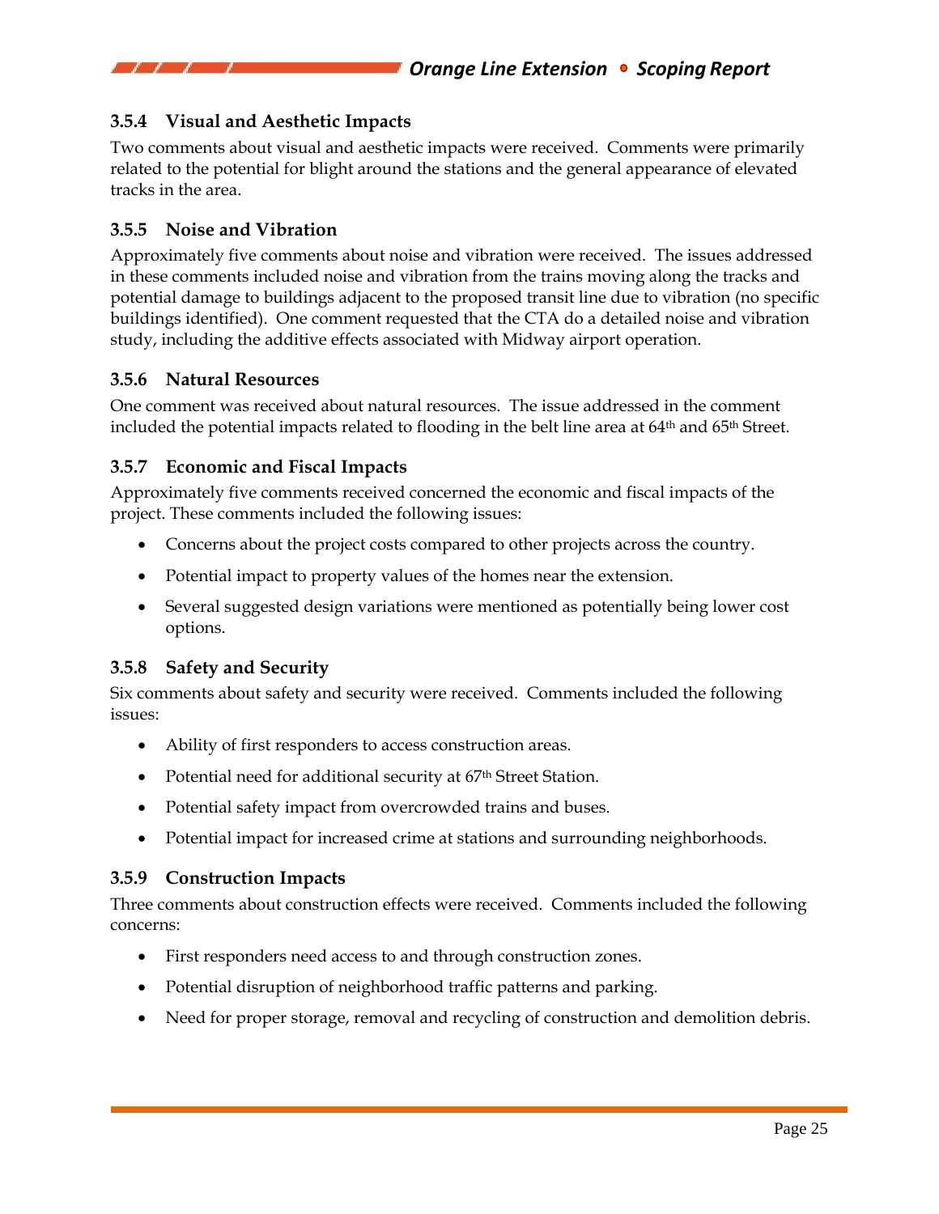### 3.5.4 Visual and Aesthetic Impacts

Two comments about visual and aesthetic impacts were received. Comments were primarily related to the potential for blight around the stations and the general appearance of elevated tracks in the area.

### 3.5.5 Noise and Vibration

Approximately five comments about noise and vibration were received. The issues addressed in these comments included noise and vibration from the trains moving along the tracks and potential damage to buildings adjacent to the proposed transit line due to vibration (no specific buildings identified). One comment requested that the CTA do a detailed noise and vibration study, including the additive effects associated with Midway airport operation.

### 3.5.6 Natural Resources

One comment was received about natural resources. The issue addressed in the comment included the potential impacts related to flooding in the belt line area at 64th and 65th Street.

### 3.5.7 Economic and Fiscal Impacts

Approximately five comments received concerned the economic and fiscal impacts of the project. These comments included the following issues:

- Concerns about the project costs compared to other projects across the country.
- Potential impact to property values of the homes near the extension.
- Several suggested design variations were mentioned as potentially being lower cost options.

### 3.5.8 Safety and Security

Six comments about safety and security were received. Comments included the following issues:

- Ability of first responders to access construction areas.
- Potential need for additional security at 67th Street Station.
- Potential safety impact from overcrowded trains and buses.
- Potential impact for increased crime at stations and surrounding neighborhoods.

### 3.5.9 Construction Impacts

Three comments about construction effects were received. Comments included the following concerns:

- First responders need access to and through construction zones.
- Potential disruption of neighborhood traffic patterns and parking.
- Need for proper storage, removal and recycling of construction and demolition debris.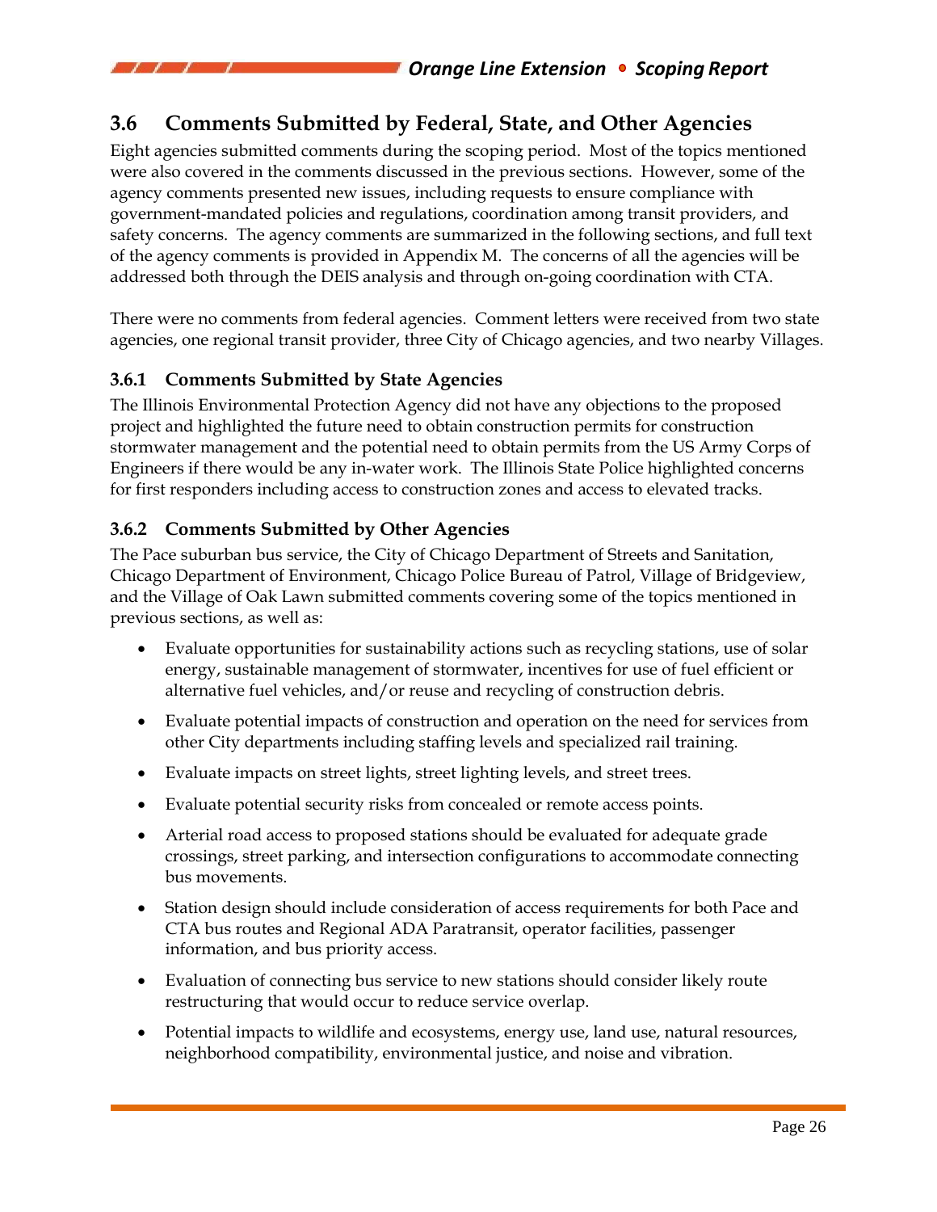## 3.6 Comments Submitted by Federal, State, and Other Agencies

Eight agencies submitted comments during the scoping period. Most of the topics mentioned were also covered in the comments discussed in the previous sections. However, some of the agency comments presented new issues, including requests to ensure compliance with government-mandated policies and regulations, coordination among transit providers, and safety concerns. The agency comments are summarized in the following sections, and full text of the agency comments is provided in Appendix M. The concerns of all the agencies will be addressed both through the DEIS analysis and through on-going coordination with CTA.

There were no comments from federal agencies. Comment letters were received from two state agencies, one regional transit provider, three City of Chicago agencies, and two nearby Villages.

### 3.6.1 Comments Submitted by State Agencies

The Illinois Environmental Protection Agency did not have any objections to the proposed project and highlighted the future need to obtain construction permits for construction stormwater management and the potential need to obtain permits from the US Army Corps of Engineers if there would be any in-water work. The Illinois State Police highlighted concerns for first responders including access to construction zones and access to elevated tracks.

### 3.6.2 Comments Submitted by Other Agencies

The Pace suburban bus service, the City of Chicago Department of Streets and Sanitation, Chicago Department of Environment, Chicago Police Bureau of Patrol, Village of Bridgeview, and the Village of Oak Lawn submitted comments covering some of the topics mentioned in previous sections, as well as:

- Evaluate opportunities for sustainability actions such as recycling stations, use of solar energy, sustainable management of stormwater, incentives for use of fuel efficient or alternative fuel vehicles, and/or reuse and recycling of construction debris.
- Evaluate potential impacts of construction and operation on the need for services from other City departments including staffing levels and specialized rail training.
- Evaluate impacts on street lights, street lighting levels, and street trees.
- Evaluate potential security risks from concealed or remote access points.
- Arterial road access to proposed stations should be evaluated for adequate grade crossings, street parking, and intersection configurations to accommodate connecting bus movements.
- Station design should include consideration of access requirements for both Pace and CTA bus routes and Regional ADA Paratransit, operator facilities, passenger information, and bus priority access.
- Evaluation of connecting bus service to new stations should consider likely route restructuring that would occur to reduce service overlap.
- Potential impacts to wildlife and ecosystems, energy use, land use, natural resources, neighborhood compatibility, environmental justice, and noise and vibration.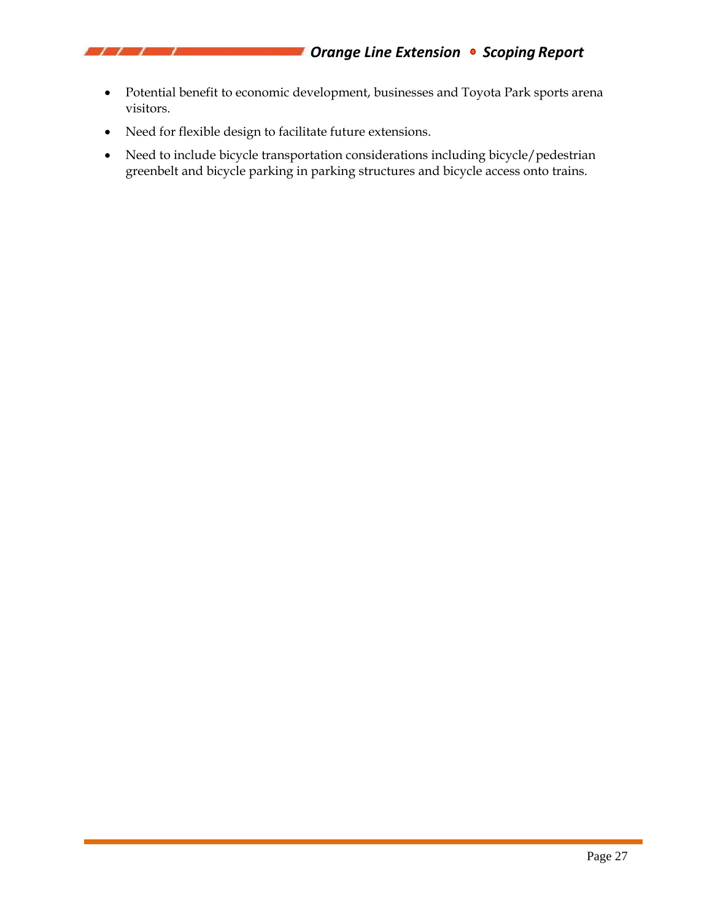- Potential benefit to economic development, businesses and Toyota Park sports arena visitors.
- Need for flexible design to facilitate future extensions.
- Need to include bicycle transportation considerations including bicycle/pedestrian greenbelt and bicycle parking in parking structures and bicycle access onto trains.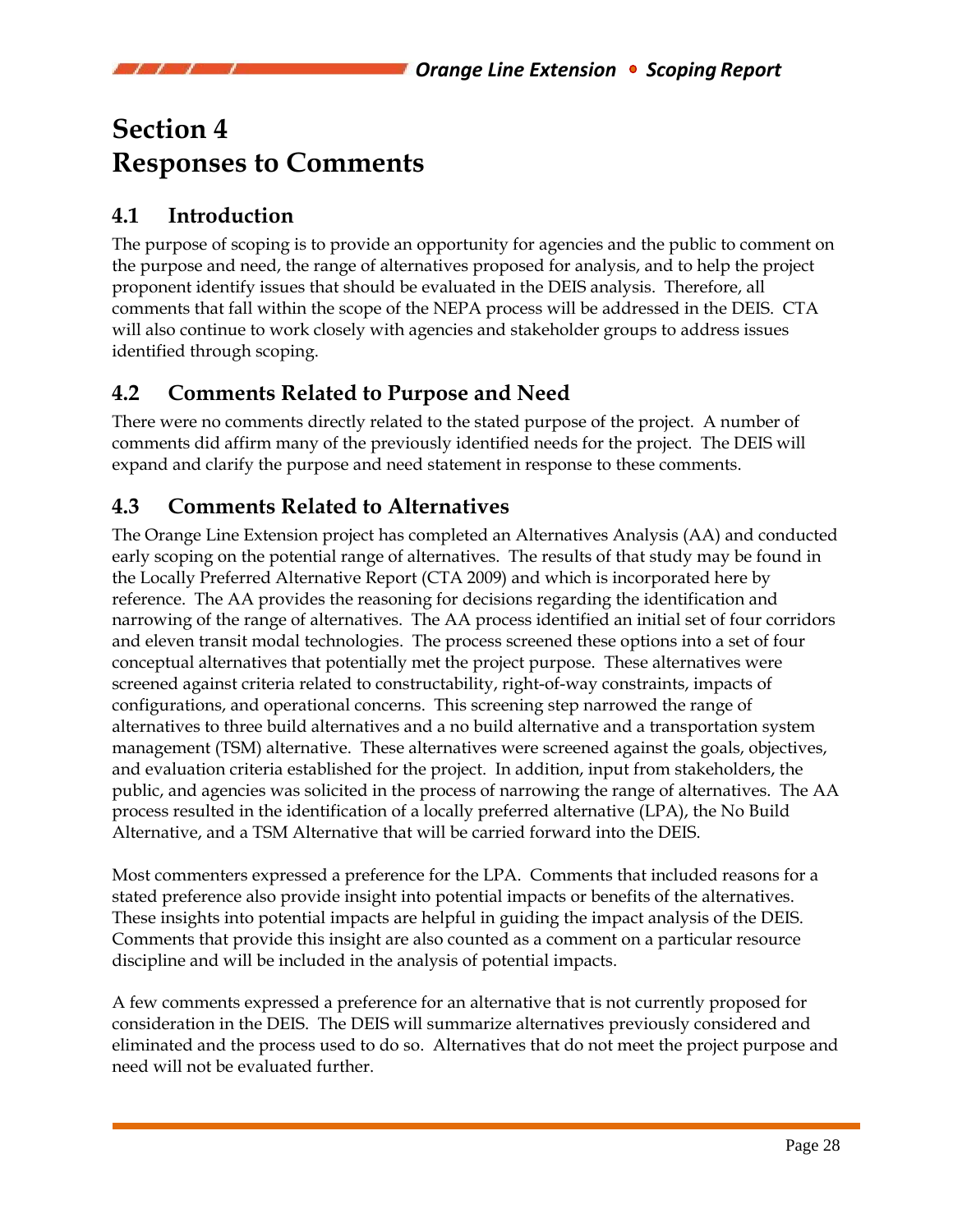# Section 4
# Responses to Comments

## 4.1 Introduction

The purpose of scoping is to provide an opportunity for agencies and the public to comment on the purpose and need, the range of alternatives proposed for analysis, and to help the project proponent identify issues that should be evaluated in the DEIS analysis. Therefore, all comments that fall within the scope of the NEPA process will be addressed in the DEIS. CTA will also continue to work closely with agencies and stakeholder groups to address issues identified through scoping.

## 4.2 Comments Related to Purpose and Need

There were no comments directly related to the stated purpose of the project. A number of comments did affirm many of the previously identified needs for the project. The DEIS will expand and clarify the purpose and need statement in response to these comments.

## 4.3 Comments Related to Alternatives

The Orange Line Extension project has completed an Alternatives Analysis (AA) and conducted early scoping on the potential range of alternatives. The results of that study may be found in the Locally Preferred Alternative Report (CTA 2009) and which is incorporated here by reference. The AA provides the reasoning for decisions regarding the identification and narrowing of the range of alternatives. The AA process identified an initial set of four corridors and eleven transit modal technologies. The process screened these options into a set of four conceptual alternatives that potentially met the project purpose. These alternatives were screened against criteria related to constructability, right-of-way constraints, impacts of configurations, and operational concerns. This screening step narrowed the range of alternatives to three build alternatives and a no build alternative and a transportation system management (TSM) alternative. These alternatives were screened against the goals, objectives, and evaluation criteria established for the project. In addition, input from stakeholders, the public, and agencies was solicited in the process of narrowing the range of alternatives. The AA process resulted in the identification of a locally preferred alternative (LPA), the No Build Alternative, and a TSM Alternative that will be carried forward into the DEIS.

Most commenters expressed a preference for the LPA. Comments that included reasons for a stated preference also provide insight into potential impacts or benefits of the alternatives. These insights into potential impacts are helpful in guiding the impact analysis of the DEIS. Comments that provide this insight are also counted as a comment on a particular resource discipline and will be included in the analysis of potential impacts.

A few comments expressed a preference for an alternative that is not currently proposed for consideration in the DEIS. The DEIS will summarize alternatives previously considered and eliminated and the process used to do so. Alternatives that do not meet the project purpose and need will not be evaluated further.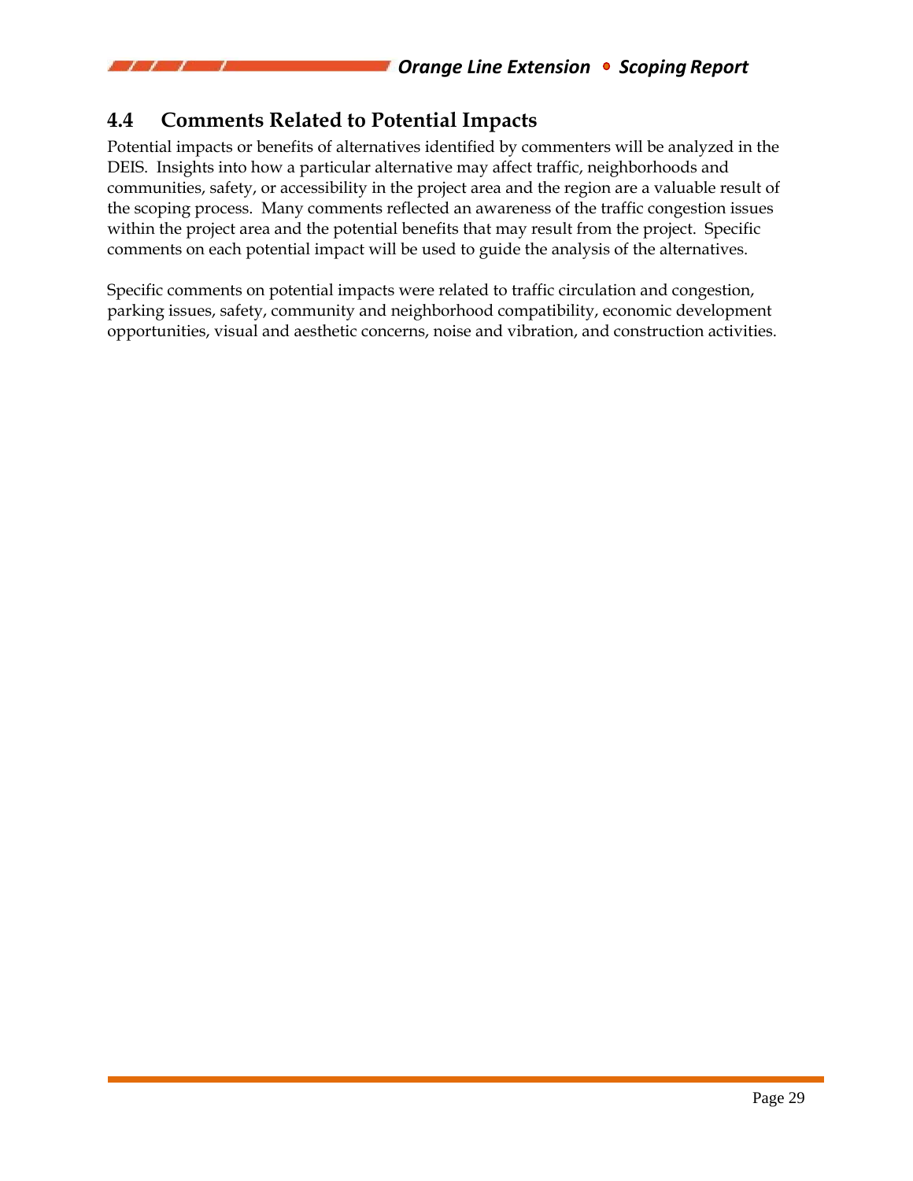## 4.4 Comments Related to Potential Impacts

Potential impacts or benefits of alternatives identified by commenters will be analyzed in the DEIS. Insights into how a particular alternative may affect traffic, neighborhoods and communities, safety, or accessibility in the project area and the region are a valuable result of the scoping process. Many comments reflected an awareness of the traffic congestion issues within the project area and the potential benefits that may result from the project. Specific comments on each potential impact will be used to guide the analysis of the alternatives.

Specific comments on potential impacts were related to traffic circulation and congestion, parking issues, safety, community and neighborhood compatibility, economic development opportunities, visual and aesthetic concerns, noise and vibration, and construction activities.